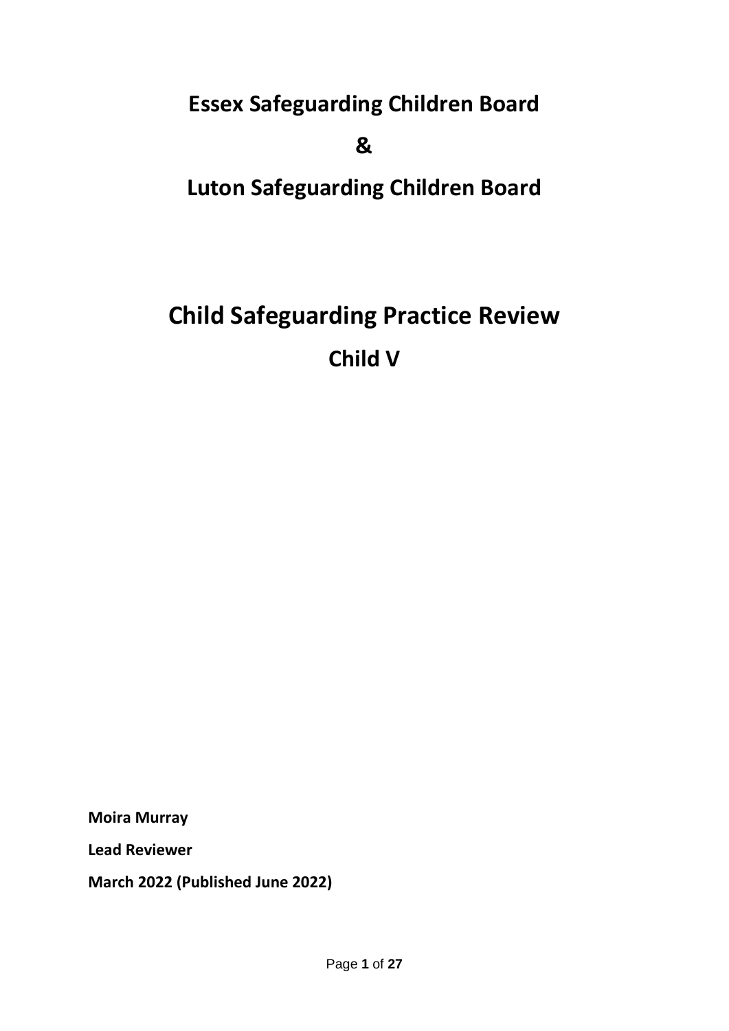# Essex Safeguarding Children Board

# &

# Luton Safeguarding Children Board

# Child Safeguarding Practice Review

## Child V

**Moira Murray**

**Lead Reviewer**

**March 2022 (Published June 2022)**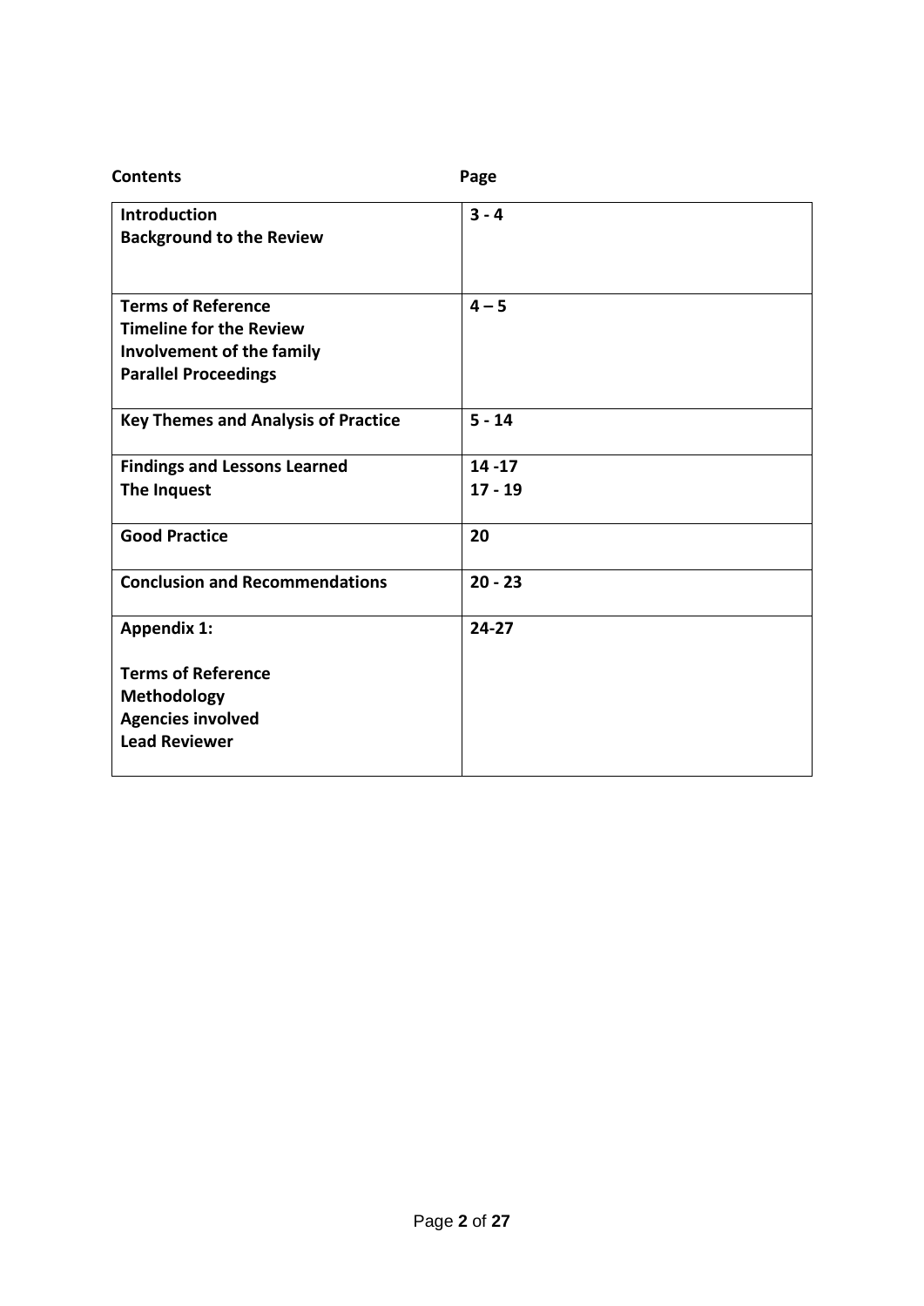| Contents | Page |
|---|---|
| **Introduction**<br>**Background to the Review** | **3 - 4** |
| **Terms of Reference**<br>**Timeline for the Review**<br>**Involvement of the family**<br>**Parallel Proceedings** | **4 – 5** |
| **Key Themes and Analysis of Practice** | **5 - 14** |
| **Findings and Lessons Learned**<br>**The Inquest** | **14 -17**<br>**17 - 19** |
| **Good Practice** | **20** |
| **Conclusion and Recommendations** | **20 - 23** |
| **Appendix 1:**<br><br>**Terms of Reference**<br>**Methodology**<br>**Agencies involved**<br>**Lead Reviewer** | **24-27** |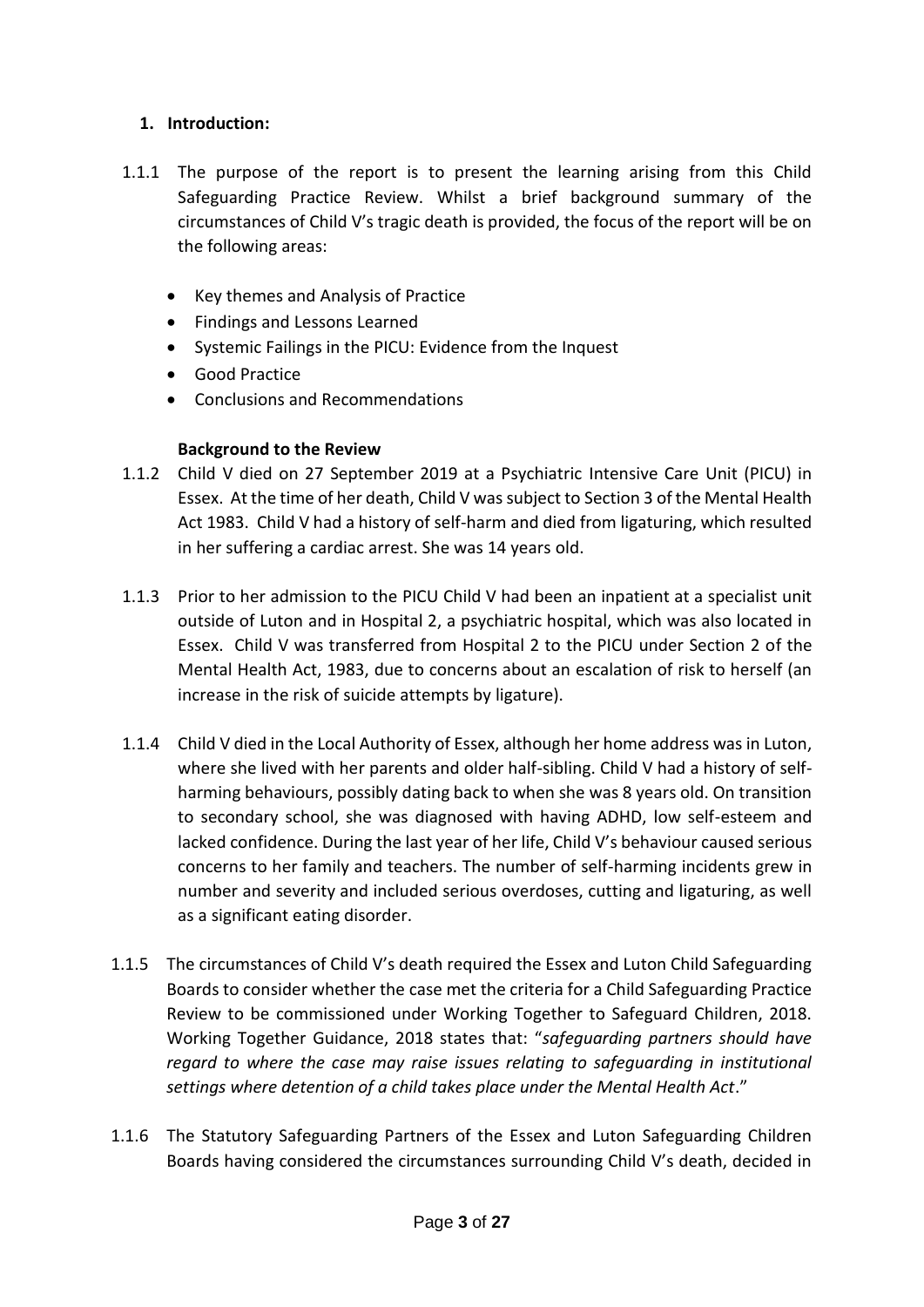## 1. Introduction:

1.1.1 The purpose of the report is to present the learning arising from this Child Safeguarding Practice Review. Whilst a brief background summary of the circumstances of Child V's tragic death is provided, the focus of the report will be on the following areas:

- Key themes and Analysis of Practice
- Findings and Lessons Learned
- Systemic Failings in the PICU: Evidence from the Inquest
- Good Practice
- Conclusions and Recommendations

### Background to the Review

1.1.2 Child V died on 27 September 2019 at a Psychiatric Intensive Care Unit (PICU) in Essex. At the time of her death, Child V was subject to Section 3 of the Mental Health Act 1983. Child V had a history of self-harm and died from ligaturing, which resulted in her suffering a cardiac arrest. She was 14 years old.

1.1.3 Prior to her admission to the PICU Child V had been an inpatient at a specialist unit outside of Luton and in Hospital 2, a psychiatric hospital, which was also located in Essex. Child V was transferred from Hospital 2 to the PICU under Section 2 of the Mental Health Act, 1983, due to concerns about an escalation of risk to herself (an increase in the risk of suicide attempts by ligature).

1.1.4 Child V died in the Local Authority of Essex, although her home address was in Luton, where she lived with her parents and older half-sibling. Child V had a history of self-harming behaviours, possibly dating back to when she was 8 years old. On transition to secondary school, she was diagnosed with having ADHD, low self-esteem and lacked confidence. During the last year of her life, Child V's behaviour caused serious concerns to her family and teachers. The number of self-harming incidents grew in number and severity and included serious overdoses, cutting and ligaturing, as well as a significant eating disorder.

1.1.5 The circumstances of Child V's death required the Essex and Luton Child Safeguarding Boards to consider whether the case met the criteria for a Child Safeguarding Practice Review to be commissioned under Working Together to Safeguard Children, 2018. Working Together Guidance, 2018 states that: "*safeguarding partners should have regard to where the case may raise issues relating to safeguarding in institutional settings where detention of a child takes place under the Mental Health Act*."

1.1.6 The Statutory Safeguarding Partners of the Essex and Luton Safeguarding Children Boards having considered the circumstances surrounding Child V's death, decided in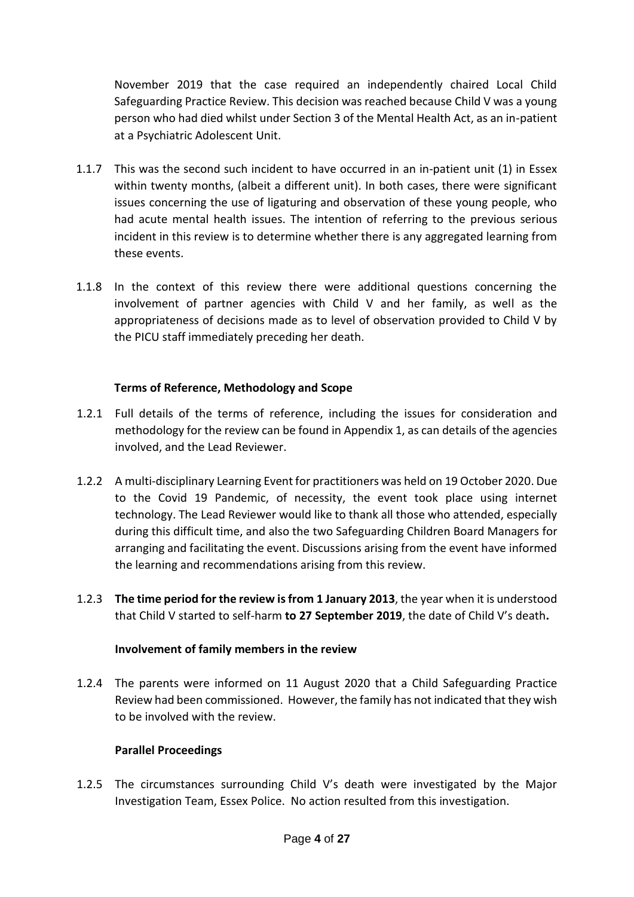November 2019 that the case required an independently chaired Local Child Safeguarding Practice Review. This decision was reached because Child V was a young person who had died whilst under Section 3 of the Mental Health Act, as an in-patient at a Psychiatric Adolescent Unit.

1.1.7 This was the second such incident to have occurred in an in-patient unit (1) in Essex within twenty months, (albeit a different unit). In both cases, there were significant issues concerning the use of ligaturing and observation of these young people, who had acute mental health issues. The intention of referring to the previous serious incident in this review is to determine whether there is any aggregated learning from these events.

1.1.8 In the context of this review there were additional questions concerning the involvement of partner agencies with Child V and her family, as well as the appropriateness of decisions made as to level of observation provided to Child V by the PICU staff immediately preceding her death.

**Terms of Reference, Methodology and Scope**

1.2.1 Full details of the terms of reference, including the issues for consideration and methodology for the review can be found in Appendix 1, as can details of the agencies involved, and the Lead Reviewer.

1.2.2 A multi-disciplinary Learning Event for practitioners was held on 19 October 2020. Due to the Covid 19 Pandemic, of necessity, the event took place using internet technology. The Lead Reviewer would like to thank all those who attended, especially during this difficult time, and also the two Safeguarding Children Board Managers for arranging and facilitating the event. Discussions arising from the event have informed the learning and recommendations arising from this review.

1.2.3 **The time period for the review is from 1 January 2013**, the year when it is understood that Child V started to self-harm **to 27 September 2019**, the date of Child V's death**.**

**Involvement of family members in the review**

1.2.4 The parents were informed on 11 August 2020 that a Child Safeguarding Practice Review had been commissioned. However, the family has not indicated that they wish to be involved with the review.

**Parallel Proceedings**

1.2.5 The circumstances surrounding Child V's death were investigated by the Major Investigation Team, Essex Police. No action resulted from this investigation.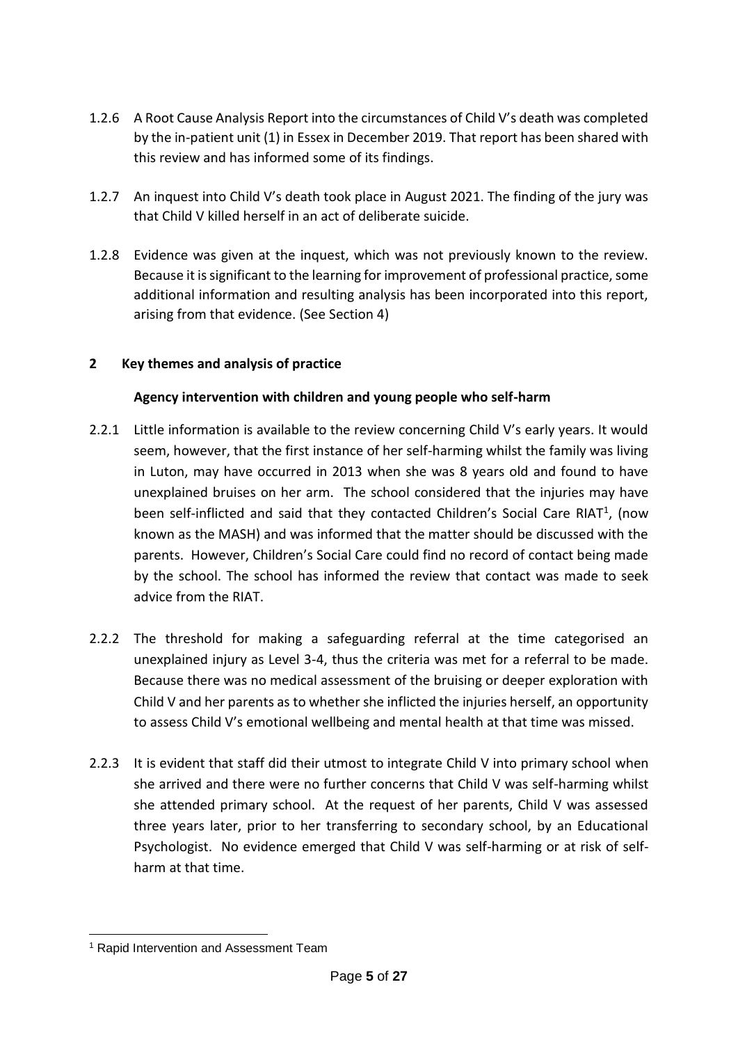1.2.6 A Root Cause Analysis Report into the circumstances of Child V's death was completed by the in-patient unit (1) in Essex in December 2019. That report has been shared with this review and has informed some of its findings.

1.2.7 An inquest into Child V's death took place in August 2021. The finding of the jury was that Child V killed herself in an act of deliberate suicide.

1.2.8 Evidence was given at the inquest, which was not previously known to the review. Because it is significant to the learning for improvement of professional practice, some additional information and resulting analysis has been incorporated into this report, arising from that evidence. (See Section 4)

## 2 Key themes and analysis of practice

### Agency intervention with children and young people who self-harm

2.2.1 Little information is available to the review concerning Child V's early years. It would seem, however, that the first instance of her self-harming whilst the family was living in Luton, may have occurred in 2013 when she was 8 years old and found to have unexplained bruises on her arm. The school considered that the injuries may have been self-inflicted and said that they contacted Children's Social Care RIAT[1], (now known as the MASH) and was informed that the matter should be discussed with the parents. However, Children's Social Care could find no record of contact being made by the school. The school has informed the review that contact was made to seek advice from the RIAT.

2.2.2 The threshold for making a safeguarding referral at the time categorised an unexplained injury as Level 3-4, thus the criteria was met for a referral to be made. Because there was no medical assessment of the bruising or deeper exploration with Child V and her parents as to whether she inflicted the injuries herself, an opportunity to assess Child V's emotional wellbeing and mental health at that time was missed.

2.2.3 It is evident that staff did their utmost to integrate Child V into primary school when she arrived and there were no further concerns that Child V was self-harming whilst she attended primary school. At the request of her parents, Child V was assessed three years later, prior to her transferring to secondary school, by an Educational Psychologist. No evidence emerged that Child V was self-harming or at risk of self-harm at that time.

[1] Rapid Intervention and Assessment Team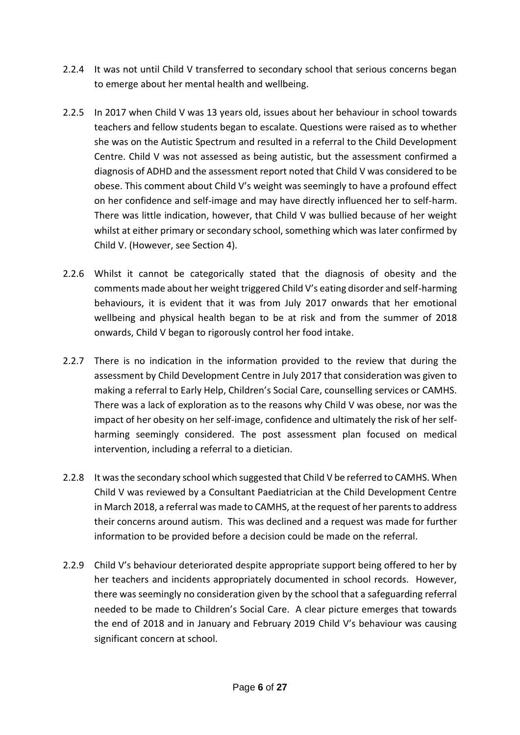2.2.4 It was not until Child V transferred to secondary school that serious concerns began to emerge about her mental health and wellbeing.

2.2.5 In 2017 when Child V was 13 years old, issues about her behaviour in school towards teachers and fellow students began to escalate. Questions were raised as to whether she was on the Autistic Spectrum and resulted in a referral to the Child Development Centre. Child V was not assessed as being autistic, but the assessment confirmed a diagnosis of ADHD and the assessment report noted that Child V was considered to be obese. This comment about Child V's weight was seemingly to have a profound effect on her confidence and self-image and may have directly influenced her to self-harm. There was little indication, however, that Child V was bullied because of her weight whilst at either primary or secondary school, something which was later confirmed by Child V. (However, see Section 4).

2.2.6 Whilst it cannot be categorically stated that the diagnosis of obesity and the comments made about her weight triggered Child V's eating disorder and self-harming behaviours, it is evident that it was from July 2017 onwards that her emotional wellbeing and physical health began to be at risk and from the summer of 2018 onwards, Child V began to rigorously control her food intake.

2.2.7 There is no indication in the information provided to the review that during the assessment by Child Development Centre in July 2017 that consideration was given to making a referral to Early Help, Children's Social Care, counselling services or CAMHS. There was a lack of exploration as to the reasons why Child V was obese, nor was the impact of her obesity on her self-image, confidence and ultimately the risk of her self-harming seemingly considered. The post assessment plan focused on medical intervention, including a referral to a dietician.

2.2.8 It was the secondary school which suggested that Child V be referred to CAMHS. When Child V was reviewed by a Consultant Paediatrician at the Child Development Centre in March 2018, a referral was made to CAMHS, at the request of her parents to address their concerns around autism. This was declined and a request was made for further information to be provided before a decision could be made on the referral.

2.2.9 Child V's behaviour deteriorated despite appropriate support being offered to her by her teachers and incidents appropriately documented in school records. However, there was seemingly no consideration given by the school that a safeguarding referral needed to be made to Children's Social Care. A clear picture emerges that towards the end of 2018 and in January and February 2019 Child V's behaviour was causing significant concern at school.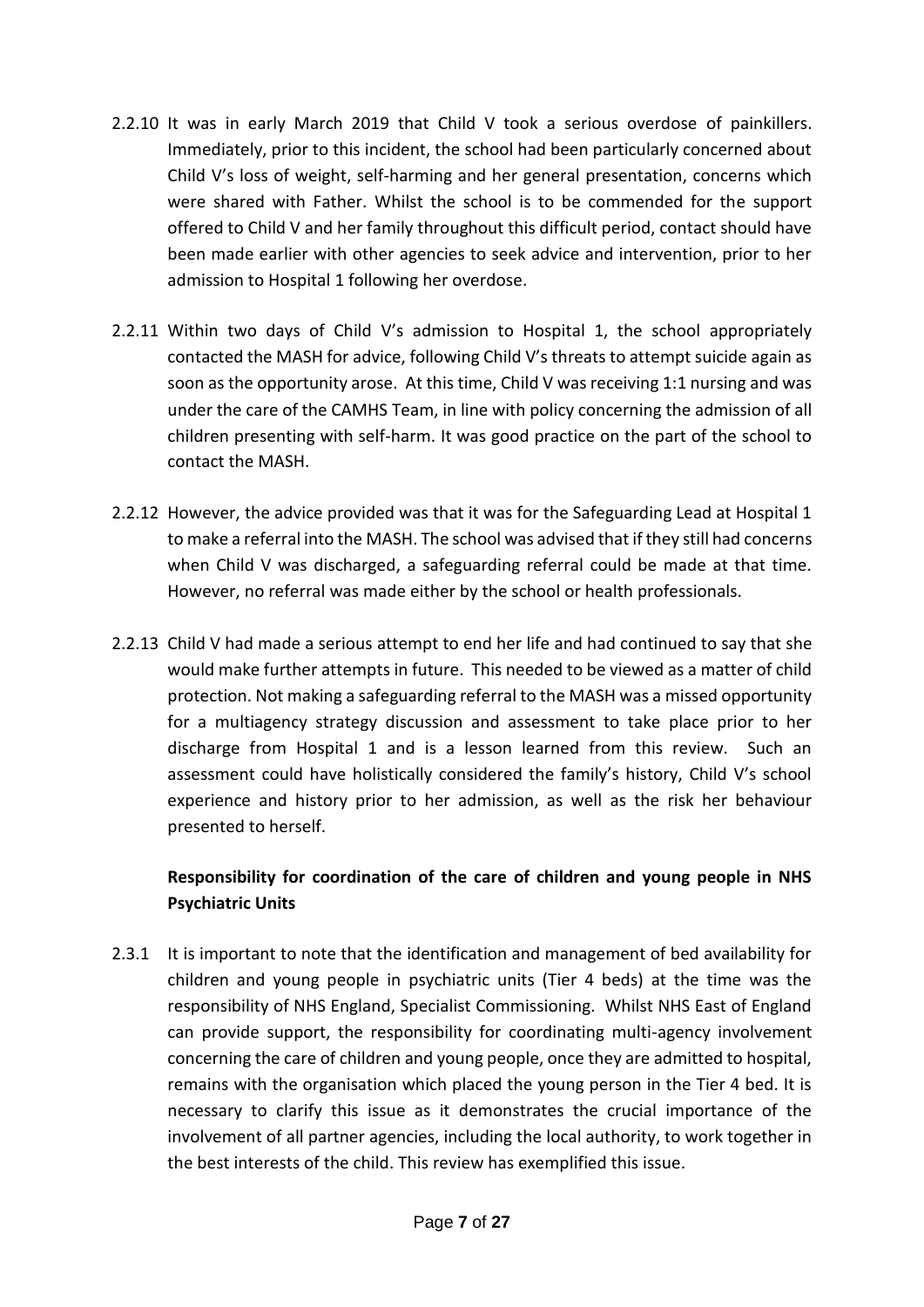2.2.10 It was in early March 2019 that Child V took a serious overdose of painkillers. Immediately, prior to this incident, the school had been particularly concerned about Child V's loss of weight, self-harming and her general presentation, concerns which were shared with Father. Whilst the school is to be commended for the support offered to Child V and her family throughout this difficult period, contact should have been made earlier with other agencies to seek advice and intervention, prior to her admission to Hospital 1 following her overdose.

2.2.11 Within two days of Child V's admission to Hospital 1, the school appropriately contacted the MASH for advice, following Child V's threats to attempt suicide again as soon as the opportunity arose. At this time, Child V was receiving 1:1 nursing and was under the care of the CAMHS Team, in line with policy concerning the admission of all children presenting with self-harm. It was good practice on the part of the school to contact the MASH.

2.2.12 However, the advice provided was that it was for the Safeguarding Lead at Hospital 1 to make a referral into the MASH. The school was advised that if they still had concerns when Child V was discharged, a safeguarding referral could be made at that time. However, no referral was made either by the school or health professionals.

2.2.13 Child V had made a serious attempt to end her life and had continued to say that she would make further attempts in future. This needed to be viewed as a matter of child protection. Not making a safeguarding referral to the MASH was a missed opportunity for a multiagency strategy discussion and assessment to take place prior to her discharge from Hospital 1 and is a lesson learned from this review. Such an assessment could have holistically considered the family's history, Child V's school experience and history prior to her admission, as well as the risk her behaviour presented to herself.

**Responsibility for coordination of the care of children and young people in NHS Psychiatric Units**

2.3.1 It is important to note that the identification and management of bed availability for children and young people in psychiatric units (Tier 4 beds) at the time was the responsibility of NHS England, Specialist Commissioning. Whilst NHS East of England can provide support, the responsibility for coordinating multi-agency involvement concerning the care of children and young people, once they are admitted to hospital, remains with the organisation which placed the young person in the Tier 4 bed. It is necessary to clarify this issue as it demonstrates the crucial importance of the involvement of all partner agencies, including the local authority, to work together in the best interests of the child. This review has exemplified this issue.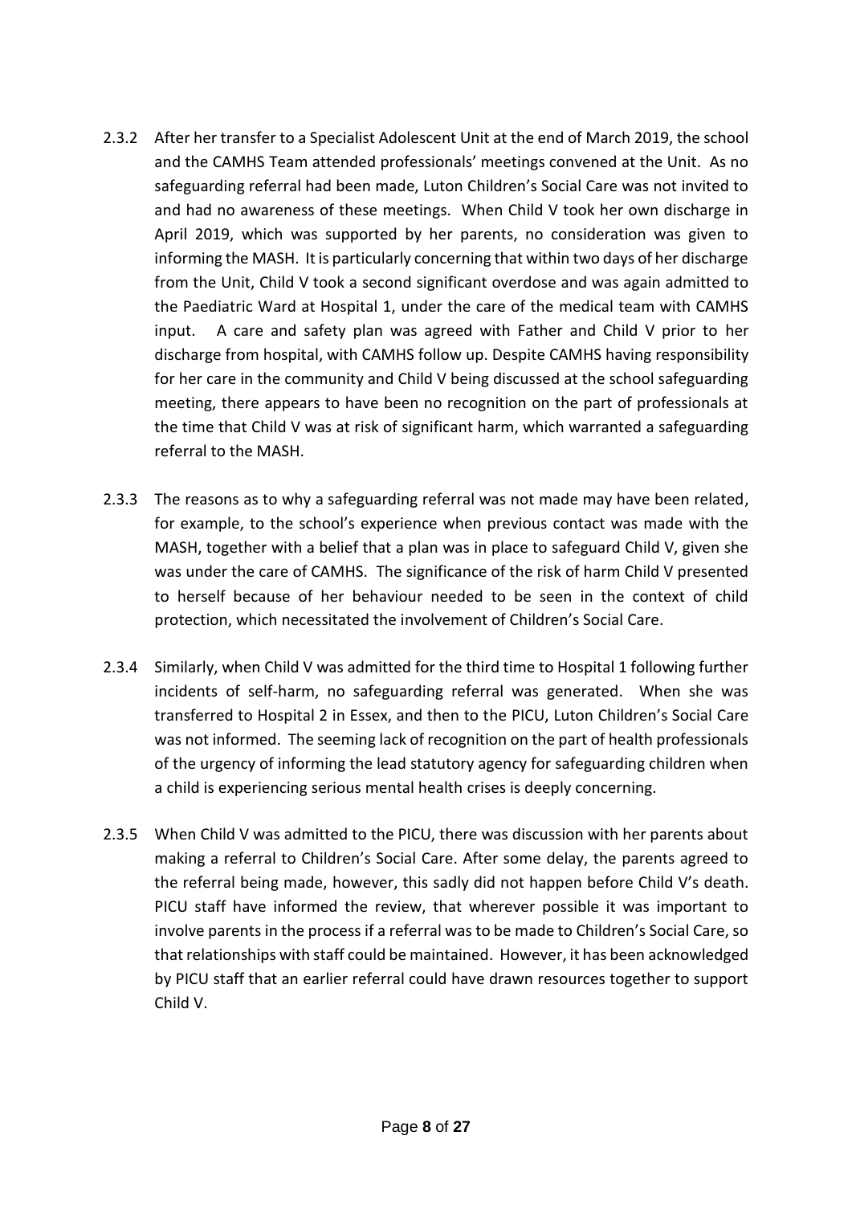2.3.2 After her transfer to a Specialist Adolescent Unit at the end of March 2019, the school and the CAMHS Team attended professionals' meetings convened at the Unit. As no safeguarding referral had been made, Luton Children's Social Care was not invited to and had no awareness of these meetings. When Child V took her own discharge in April 2019, which was supported by her parents, no consideration was given to informing the MASH. It is particularly concerning that within two days of her discharge from the Unit, Child V took a second significant overdose and was again admitted to the Paediatric Ward at Hospital 1, under the care of the medical team with CAMHS input. A care and safety plan was agreed with Father and Child V prior to her discharge from hospital, with CAMHS follow up. Despite CAMHS having responsibility for her care in the community and Child V being discussed at the school safeguarding meeting, there appears to have been no recognition on the part of professionals at the time that Child V was at risk of significant harm, which warranted a safeguarding referral to the MASH.

2.3.3 The reasons as to why a safeguarding referral was not made may have been related, for example, to the school's experience when previous contact was made with the MASH, together with a belief that a plan was in place to safeguard Child V, given she was under the care of CAMHS. The significance of the risk of harm Child V presented to herself because of her behaviour needed to be seen in the context of child protection, which necessitated the involvement of Children's Social Care.

2.3.4 Similarly, when Child V was admitted for the third time to Hospital 1 following further incidents of self-harm, no safeguarding referral was generated. When she was transferred to Hospital 2 in Essex, and then to the PICU, Luton Children's Social Care was not informed. The seeming lack of recognition on the part of health professionals of the urgency of informing the lead statutory agency for safeguarding children when a child is experiencing serious mental health crises is deeply concerning.

2.3.5 When Child V was admitted to the PICU, there was discussion with her parents about making a referral to Children's Social Care. After some delay, the parents agreed to the referral being made, however, this sadly did not happen before Child V's death. PICU staff have informed the review, that wherever possible it was important to involve parents in the process if a referral was to be made to Children's Social Care, so that relationships with staff could be maintained. However, it has been acknowledged by PICU staff that an earlier referral could have drawn resources together to support Child V.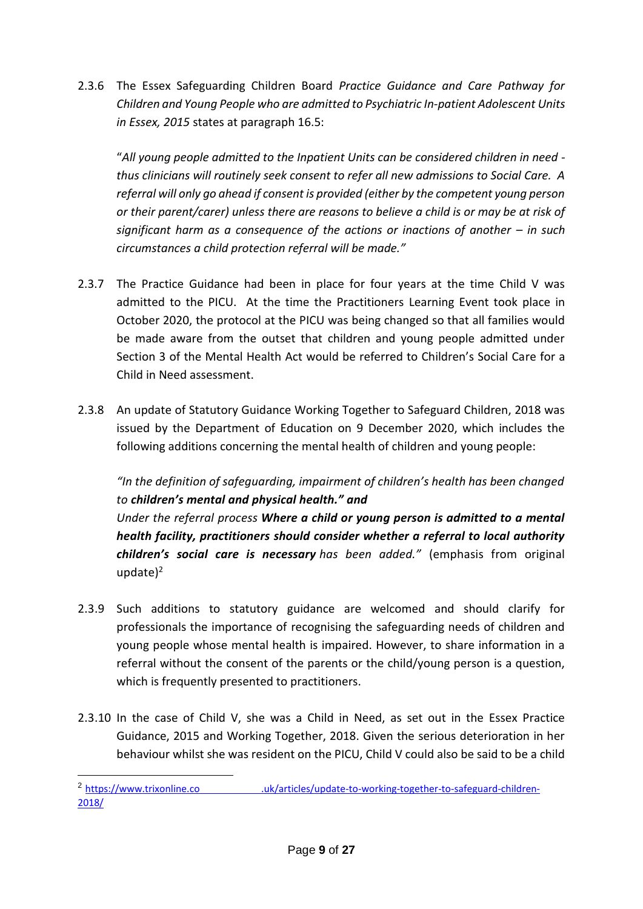2.3.6 The Essex Safeguarding Children Board *Practice Guidance and Care Pathway for Children and Young People who are admitted to Psychiatric In-patient Adolescent Units in Essex, 2015* states at paragraph 16.5:

"*All young people admitted to the Inpatient Units can be considered children in need - thus clinicians will routinely seek consent to refer all new admissions to Social Care. A referral will only go ahead if consent is provided (either by the competent young person or their parent/carer) unless there are reasons to believe a child is or may be at risk of significant harm as a consequence of the actions or inactions of another – in such circumstances a child protection referral will be made."*

2.3.7 The Practice Guidance had been in place for four years at the time Child V was admitted to the PICU. At the time the Practitioners Learning Event took place in October 2020, the protocol at the PICU was being changed so that all families would be made aware from the outset that children and young people admitted under Section 3 of the Mental Health Act would be referred to Children's Social Care for a Child in Need assessment.

2.3.8 An update of Statutory Guidance Working Together to Safeguard Children, 2018 was issued by the Department of Education on 9 December 2020, which includes the following additions concerning the mental health of children and young people:

*"In the definition of safeguarding, impairment of children's health has been changed to* ***children's mental and physical health." and***
*Under the referral process* ***Where a child or young person is admitted to a mental health facility, practitioners should consider whether a referral to local authority children's social care is necessary*** *has been added."* (emphasis from original update)[2]

2.3.9 Such additions to statutory guidance are welcomed and should clarify for professionals the importance of recognising the safeguarding needs of children and young people whose mental health is impaired. However, to share information in a referral without the consent of the parents or the child/young person is a question, which is frequently presented to practitioners.

2.3.10 In the case of Child V, she was a Child in Need, as set out in the Essex Practice Guidance, 2015 and Working Together, 2018. Given the serious deterioration in her behaviour whilst she was resident on the PICU, Child V could also be said to be a child

---

[2] https://www.trixonline.co.uk/articles/update-to-working-together-to-safeguard-children-2018/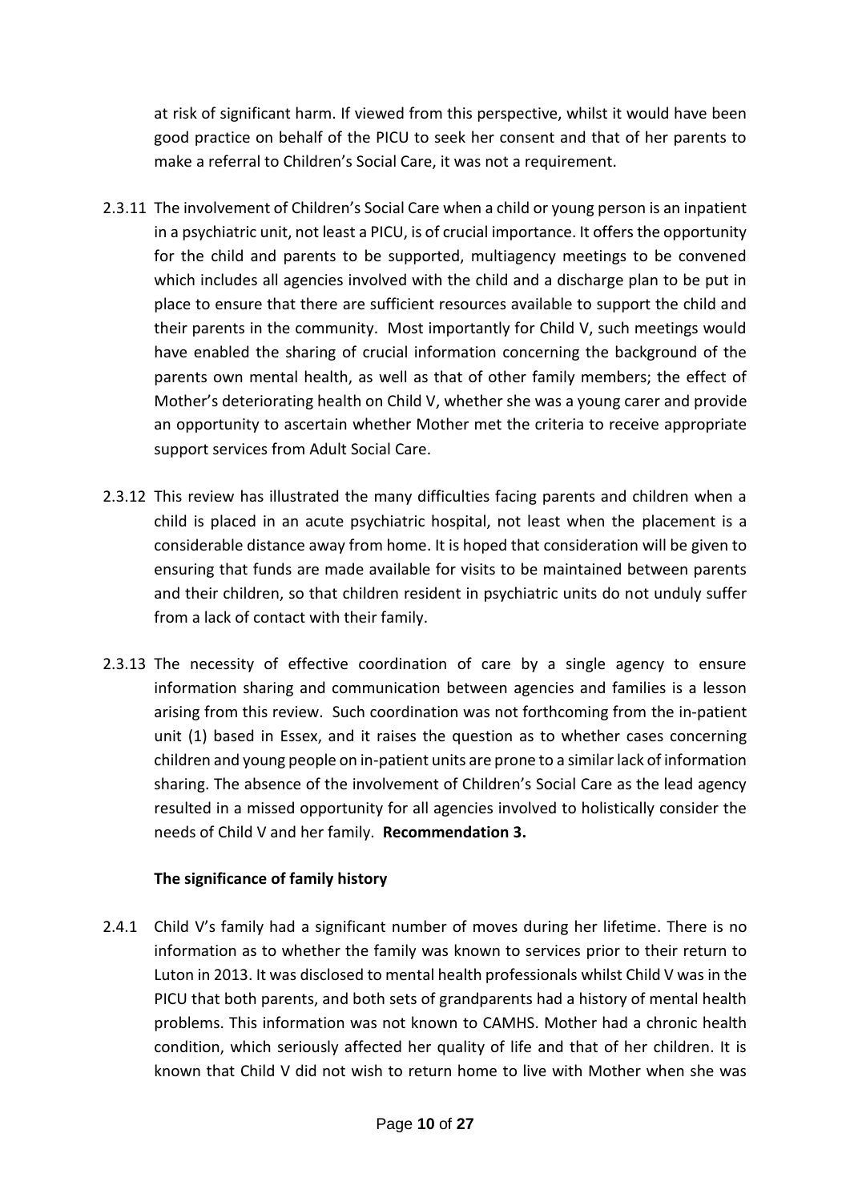at risk of significant harm. If viewed from this perspective, whilst it would have been good practice on behalf of the PICU to seek her consent and that of her parents to make a referral to Children's Social Care, it was not a requirement.

2.3.11 The involvement of Children's Social Care when a child or young person is an inpatient in a psychiatric unit, not least a PICU, is of crucial importance. It offers the opportunity for the child and parents to be supported, multiagency meetings to be convened which includes all agencies involved with the child and a discharge plan to be put in place to ensure that there are sufficient resources available to support the child and their parents in the community. Most importantly for Child V, such meetings would have enabled the sharing of crucial information concerning the background of the parents own mental health, as well as that of other family members; the effect of Mother's deteriorating health on Child V, whether she was a young carer and provide an opportunity to ascertain whether Mother met the criteria to receive appropriate support services from Adult Social Care.

2.3.12 This review has illustrated the many difficulties facing parents and children when a child is placed in an acute psychiatric hospital, not least when the placement is a considerable distance away from home. It is hoped that consideration will be given to ensuring that funds are made available for visits to be maintained between parents and their children, so that children resident in psychiatric units do not unduly suffer from a lack of contact with their family.

2.3.13 The necessity of effective coordination of care by a single agency to ensure information sharing and communication between agencies and families is a lesson arising from this review. Such coordination was not forthcoming from the in-patient unit (1) based in Essex, and it raises the question as to whether cases concerning children and young people on in-patient units are prone to a similar lack of information sharing. The absence of the involvement of Children's Social Care as the lead agency resulted in a missed opportunity for all agencies involved to holistically consider the needs of Child V and her family. **Recommendation 3.**

**The significance of family history**

2.4.1 Child V's family had a significant number of moves during her lifetime. There is no information as to whether the family was known to services prior to their return to Luton in 2013. It was disclosed to mental health professionals whilst Child V was in the PICU that both parents, and both sets of grandparents had a history of mental health problems. This information was not known to CAMHS. Mother had a chronic health condition, which seriously affected her quality of life and that of her children. It is known that Child V did not wish to return home to live with Mother when she was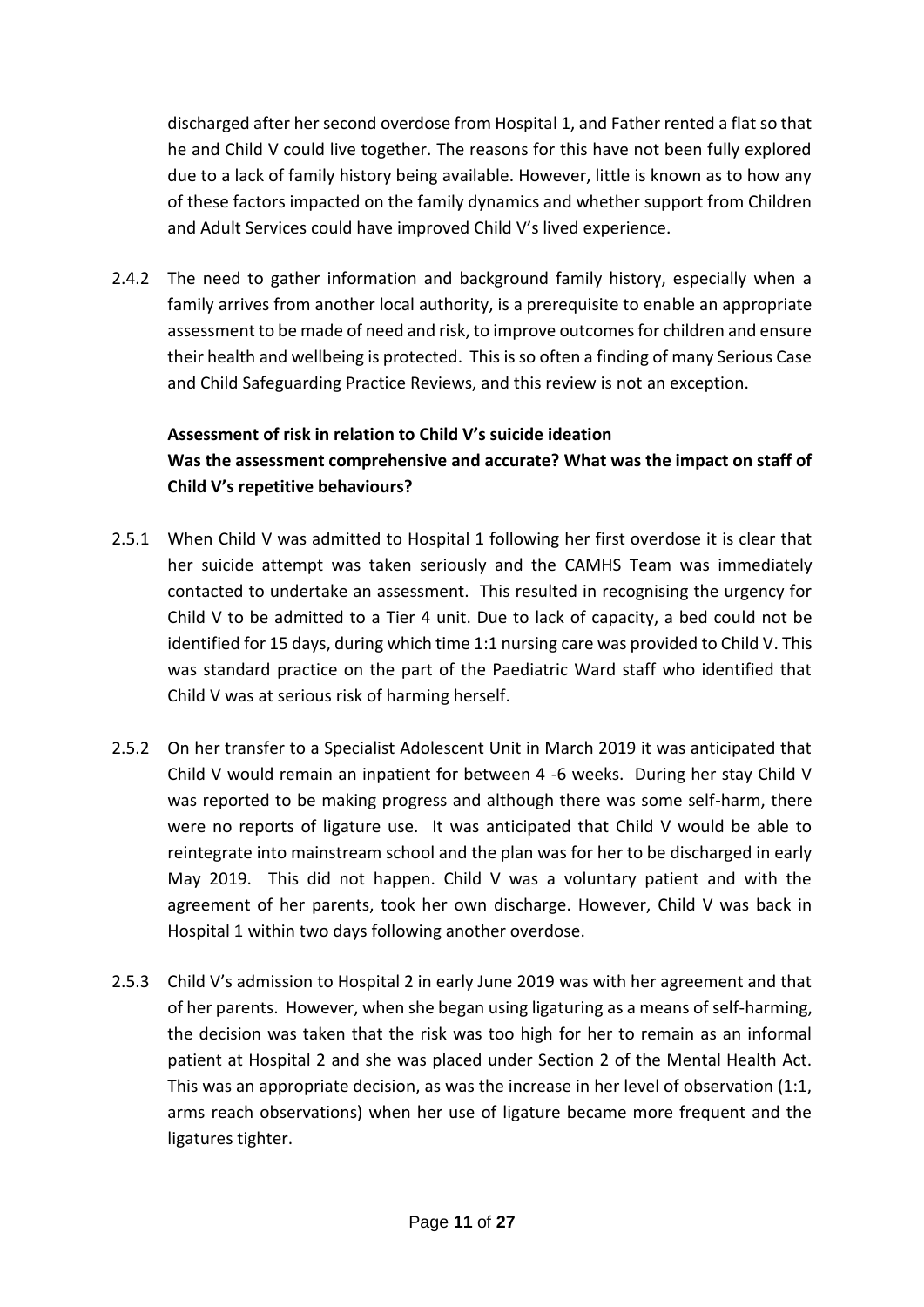discharged after her second overdose from Hospital 1, and Father rented a flat so that he and Child V could live together. The reasons for this have not been fully explored due to a lack of family history being available. However, little is known as to how any of these factors impacted on the family dynamics and whether support from Children and Adult Services could have improved Child V's lived experience.

2.4.2 The need to gather information and background family history, especially when a family arrives from another local authority, is a prerequisite to enable an appropriate assessment to be made of need and risk, to improve outcomes for children and ensure their health and wellbeing is protected. This is so often a finding of many Serious Case and Child Safeguarding Practice Reviews, and this review is not an exception.

**Assessment of risk in relation to Child V's suicide ideation**
**Was the assessment comprehensive and accurate? What was the impact on staff of Child V's repetitive behaviours?**

2.5.1 When Child V was admitted to Hospital 1 following her first overdose it is clear that her suicide attempt was taken seriously and the CAMHS Team was immediately contacted to undertake an assessment. This resulted in recognising the urgency for Child V to be admitted to a Tier 4 unit. Due to lack of capacity, a bed could not be identified for 15 days, during which time 1:1 nursing care was provided to Child V. This was standard practice on the part of the Paediatric Ward staff who identified that Child V was at serious risk of harming herself.

2.5.2 On her transfer to a Specialist Adolescent Unit in March 2019 it was anticipated that Child V would remain an inpatient for between 4 -6 weeks. During her stay Child V was reported to be making progress and although there was some self-harm, there were no reports of ligature use. It was anticipated that Child V would be able to reintegrate into mainstream school and the plan was for her to be discharged in early May 2019. This did not happen. Child V was a voluntary patient and with the agreement of her parents, took her own discharge. However, Child V was back in Hospital 1 within two days following another overdose.

2.5.3 Child V's admission to Hospital 2 in early June 2019 was with her agreement and that of her parents. However, when she began using ligaturing as a means of self-harming, the decision was taken that the risk was too high for her to remain as an informal patient at Hospital 2 and she was placed under Section 2 of the Mental Health Act. This was an appropriate decision, as was the increase in her level of observation (1:1, arms reach observations) when her use of ligature became more frequent and the ligatures tighter.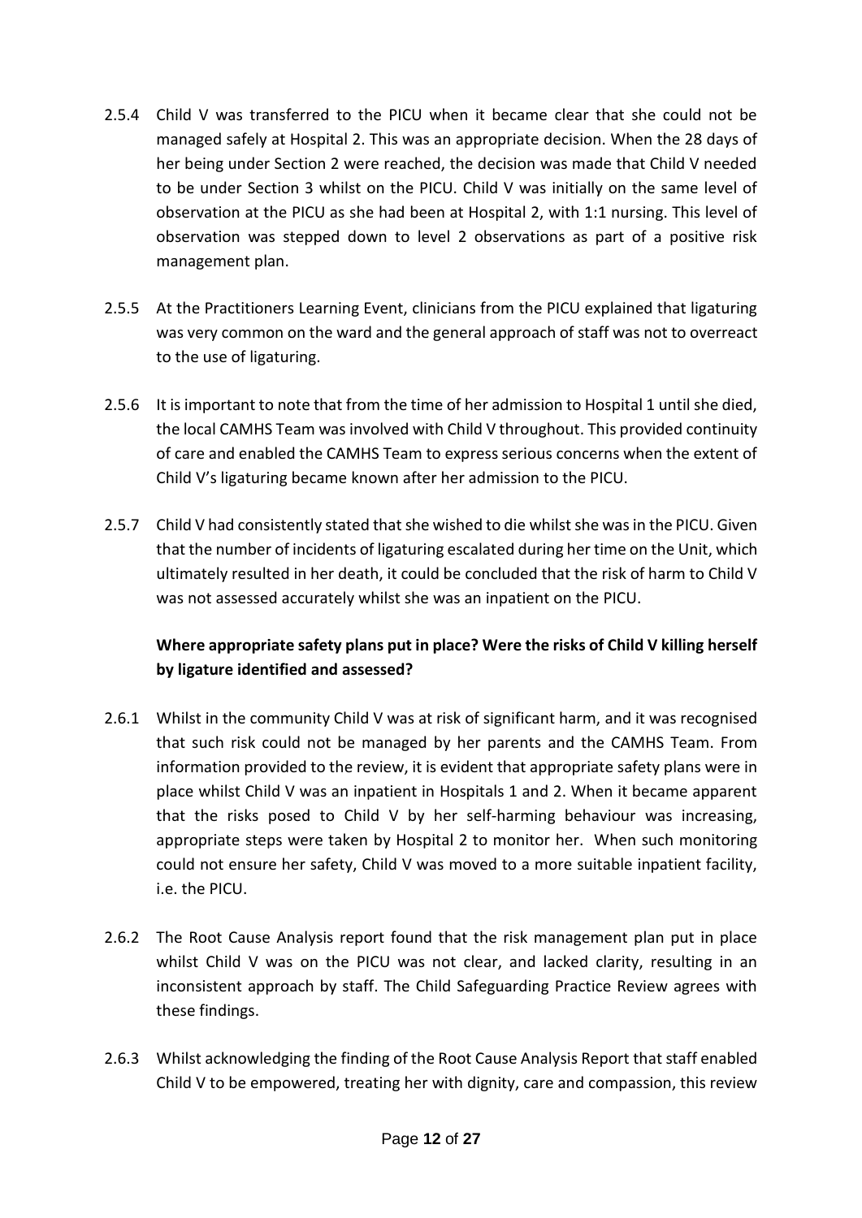2.5.4 Child V was transferred to the PICU when it became clear that she could not be managed safely at Hospital 2. This was an appropriate decision. When the 28 days of her being under Section 2 were reached, the decision was made that Child V needed to be under Section 3 whilst on the PICU. Child V was initially on the same level of observation at the PICU as she had been at Hospital 2, with 1:1 nursing. This level of observation was stepped down to level 2 observations as part of a positive risk management plan.

2.5.5 At the Practitioners Learning Event, clinicians from the PICU explained that ligaturing was very common on the ward and the general approach of staff was not to overreact to the use of ligaturing.

2.5.6 It is important to note that from the time of her admission to Hospital 1 until she died, the local CAMHS Team was involved with Child V throughout. This provided continuity of care and enabled the CAMHS Team to express serious concerns when the extent of Child V's ligaturing became known after her admission to the PICU.

2.5.7 Child V had consistently stated that she wished to die whilst she was in the PICU. Given that the number of incidents of ligaturing escalated during her time on the Unit, which ultimately resulted in her death, it could be concluded that the risk of harm to Child V was not assessed accurately whilst she was an inpatient on the PICU.

**Where appropriate safety plans put in place? Were the risks of Child V killing herself by ligature identified and assessed?**

2.6.1 Whilst in the community Child V was at risk of significant harm, and it was recognised that such risk could not be managed by her parents and the CAMHS Team. From information provided to the review, it is evident that appropriate safety plans were in place whilst Child V was an inpatient in Hospitals 1 and 2. When it became apparent that the risks posed to Child V by her self-harming behaviour was increasing, appropriate steps were taken by Hospital 2 to monitor her. When such monitoring could not ensure her safety, Child V was moved to a more suitable inpatient facility, i.e. the PICU.

2.6.2 The Root Cause Analysis report found that the risk management plan put in place whilst Child V was on the PICU was not clear, and lacked clarity, resulting in an inconsistent approach by staff. The Child Safeguarding Practice Review agrees with these findings.

2.6.3 Whilst acknowledging the finding of the Root Cause Analysis Report that staff enabled Child V to be empowered, treating her with dignity, care and compassion, this review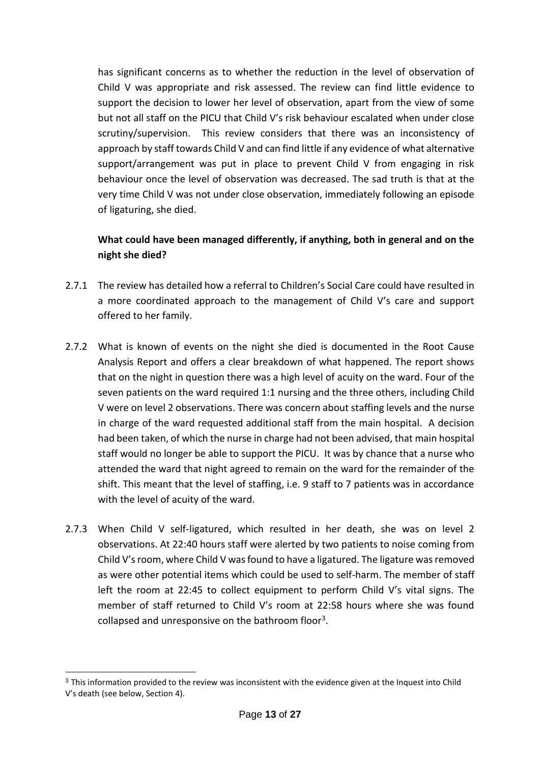has significant concerns as to whether the reduction in the level of observation of Child V was appropriate and risk assessed. The review can find little evidence to support the decision to lower her level of observation, apart from the view of some but not all staff on the PICU that Child V's risk behaviour escalated when under close scrutiny/supervision. This review considers that there was an inconsistency of approach by staff towards Child V and can find little if any evidence of what alternative support/arrangement was put in place to prevent Child V from engaging in risk behaviour once the level of observation was decreased. The sad truth is that at the very time Child V was not under close observation, immediately following an episode of ligaturing, she died.

**What could have been managed differently, if anything, both in general and on the night she died?**

2.7.1 The review has detailed how a referral to Children's Social Care could have resulted in a more coordinated approach to the management of Child V's care and support offered to her family.

2.7.2 What is known of events on the night she died is documented in the Root Cause Analysis Report and offers a clear breakdown of what happened. The report shows that on the night in question there was a high level of acuity on the ward. Four of the seven patients on the ward required 1:1 nursing and the three others, including Child V were on level 2 observations. There was concern about staffing levels and the nurse in charge of the ward requested additional staff from the main hospital. A decision had been taken, of which the nurse in charge had not been advised, that main hospital staff would no longer be able to support the PICU. It was by chance that a nurse who attended the ward that night agreed to remain on the ward for the remainder of the shift. This meant that the level of staffing, i.e. 9 staff to 7 patients was in accordance with the level of acuity of the ward.

2.7.3 When Child V self-ligatured, which resulted in her death, she was on level 2 observations. At 22:40 hours staff were alerted by two patients to noise coming from Child V's room, where Child V was found to have a ligatured. The ligature was removed as were other potential items which could be used to self-harm. The member of staff left the room at 22:45 to collect equipment to perform Child V's vital signs. The member of staff returned to Child V's room at 22:58 hours where she was found collapsed and unresponsive on the bathroom floor[3].

[3] This information provided to the review was inconsistent with the evidence given at the Inquest into Child V's death (see below, Section 4).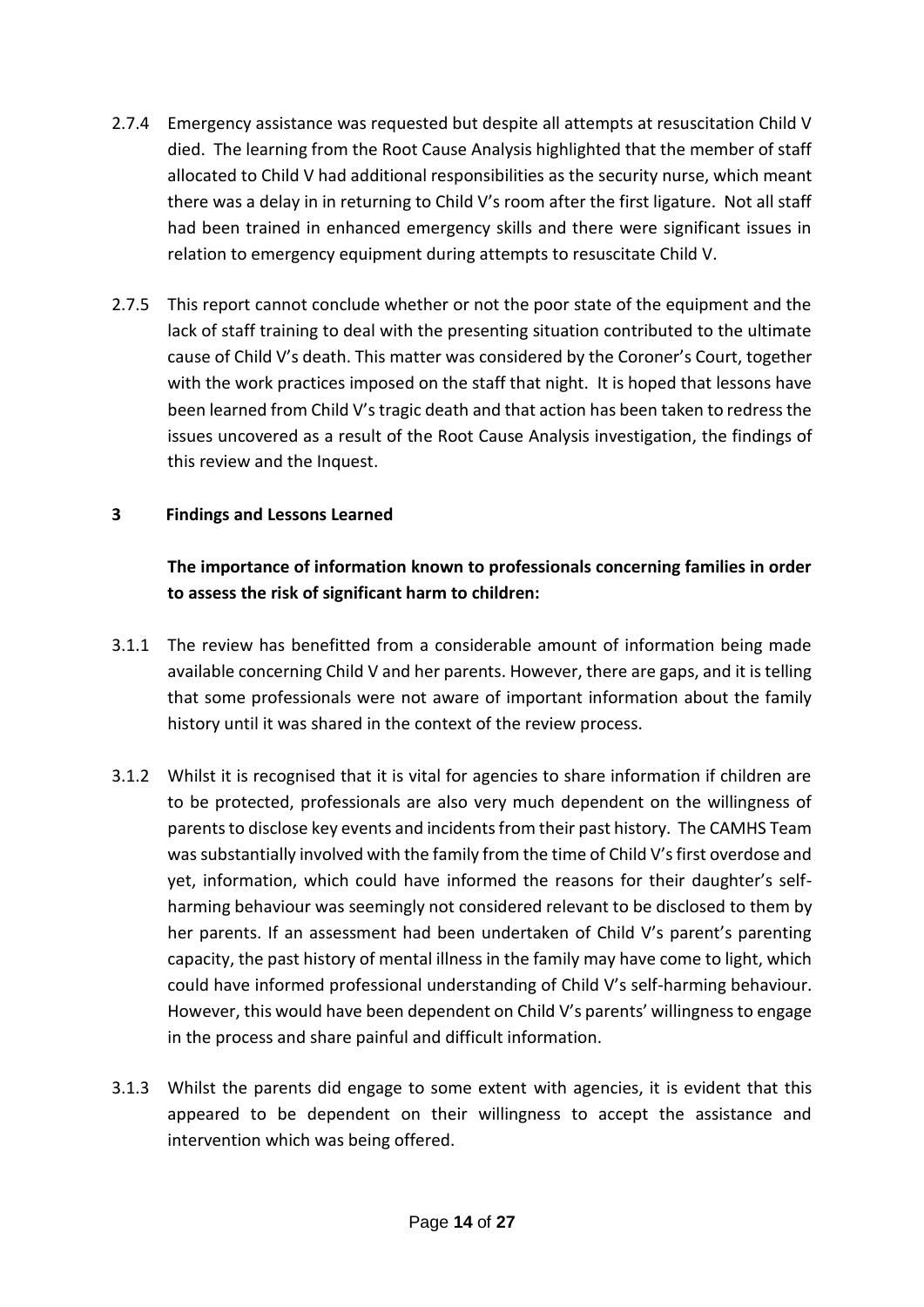2.7.4 Emergency assistance was requested but despite all attempts at resuscitation Child V died. The learning from the Root Cause Analysis highlighted that the member of staff allocated to Child V had additional responsibilities as the security nurse, which meant there was a delay in in returning to Child V's room after the first ligature. Not all staff had been trained in enhanced emergency skills and there were significant issues in relation to emergency equipment during attempts to resuscitate Child V.

2.7.5 This report cannot conclude whether or not the poor state of the equipment and the lack of staff training to deal with the presenting situation contributed to the ultimate cause of Child V's death. This matter was considered by the Coroner's Court, together with the work practices imposed on the staff that night. It is hoped that lessons have been learned from Child V's tragic death and that action has been taken to redress the issues uncovered as a result of the Root Cause Analysis investigation, the findings of this review and the Inquest.

## 3 Findings and Lessons Learned

**The importance of information known to professionals concerning families in order to assess the risk of significant harm to children:**

3.1.1 The review has benefitted from a considerable amount of information being made available concerning Child V and her parents. However, there are gaps, and it is telling that some professionals were not aware of important information about the family history until it was shared in the context of the review process.

3.1.2 Whilst it is recognised that it is vital for agencies to share information if children are to be protected, professionals are also very much dependent on the willingness of parents to disclose key events and incidents from their past history. The CAMHS Team was substantially involved with the family from the time of Child V's first overdose and yet, information, which could have informed the reasons for their daughter's self-harming behaviour was seemingly not considered relevant to be disclosed to them by her parents. If an assessment had been undertaken of Child V's parent's parenting capacity, the past history of mental illness in the family may have come to light, which could have informed professional understanding of Child V's self-harming behaviour. However, this would have been dependent on Child V's parents' willingness to engage in the process and share painful and difficult information.

3.1.3 Whilst the parents did engage to some extent with agencies, it is evident that this appeared to be dependent on their willingness to accept the assistance and intervention which was being offered.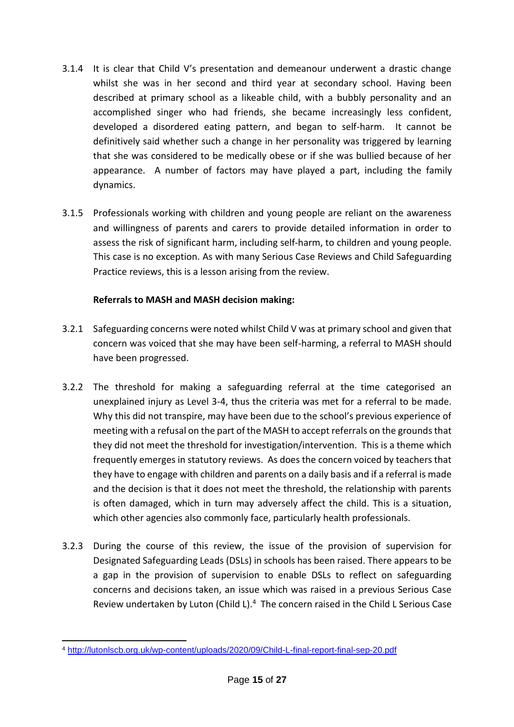3.1.4 It is clear that Child V's presentation and demeanour underwent a drastic change whilst she was in her second and third year at secondary school. Having been described at primary school as a likeable child, with a bubbly personality and an accomplished singer who had friends, she became increasingly less confident, developed a disordered eating pattern, and began to self-harm. It cannot be definitively said whether such a change in her personality was triggered by learning that she was considered to be medically obese or if she was bullied because of her appearance. A number of factors may have played a part, including the family dynamics.

3.1.5 Professionals working with children and young people are reliant on the awareness and willingness of parents and carers to provide detailed information in order to assess the risk of significant harm, including self-harm, to children and young people. This case is no exception. As with many Serious Case Reviews and Child Safeguarding Practice reviews, this is a lesson arising from the review.

**Referrals to MASH and MASH decision making:**

3.2.1 Safeguarding concerns were noted whilst Child V was at primary school and given that concern was voiced that she may have been self-harming, a referral to MASH should have been progressed.

3.2.2 The threshold for making a safeguarding referral at the time categorised an unexplained injury as Level 3-4, thus the criteria was met for a referral to be made. Why this did not transpire, may have been due to the school's previous experience of meeting with a refusal on the part of the MASH to accept referrals on the grounds that they did not meet the threshold for investigation/intervention. This is a theme which frequently emerges in statutory reviews. As does the concern voiced by teachers that they have to engage with children and parents on a daily basis and if a referral is made and the decision is that it does not meet the threshold, the relationship with parents is often damaged, which in turn may adversely affect the child. This is a situation, which other agencies also commonly face, particularly health professionals.

3.2.3 During the course of this review, the issue of the provision of supervision for Designated Safeguarding Leads (DSLs) in schools has been raised. There appears to be a gap in the provision of supervision to enable DSLs to reflect on safeguarding concerns and decisions taken, an issue which was raised in a previous Serious Case Review undertaken by Luton (Child L).[4] The concern raised in the Child L Serious Case

[4] http://lutonlscb.org.uk/wp-content/uploads/2020/09/Child-L-final-report-final-sep-20.pdf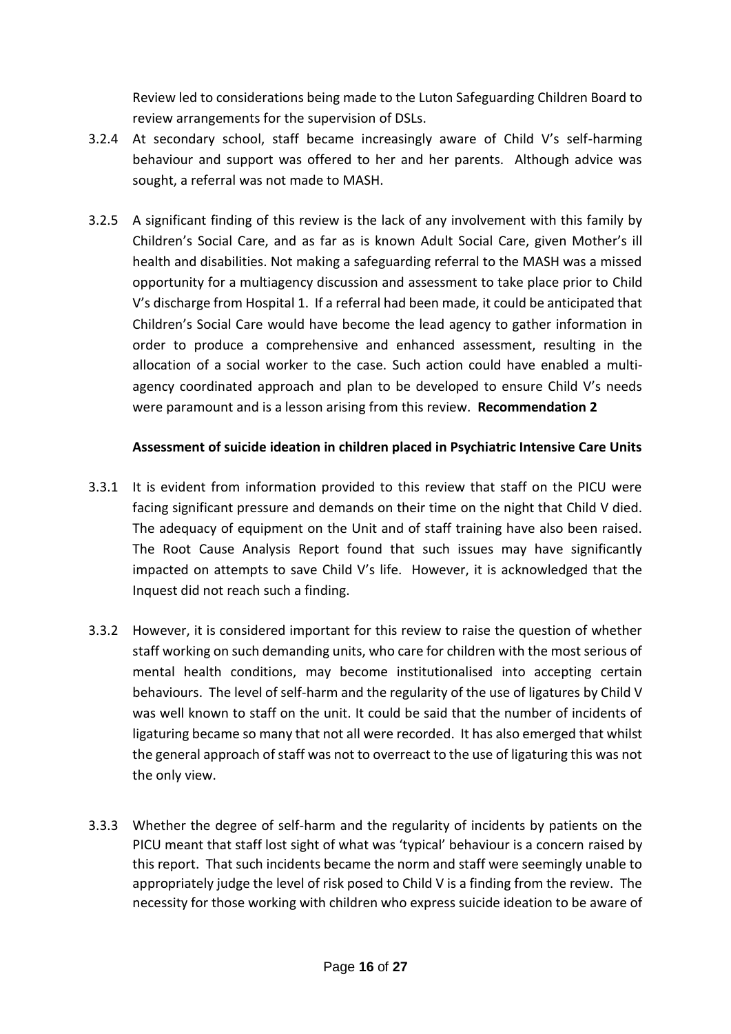Review led to considerations being made to the Luton Safeguarding Children Board to review arrangements for the supervision of DSLs.

3.2.4 At secondary school, staff became increasingly aware of Child V's self-harming behaviour and support was offered to her and her parents. Although advice was sought, a referral was not made to MASH.

3.2.5 A significant finding of this review is the lack of any involvement with this family by Children's Social Care, and as far as is known Adult Social Care, given Mother's ill health and disabilities. Not making a safeguarding referral to the MASH was a missed opportunity for a multiagency discussion and assessment to take place prior to Child V's discharge from Hospital 1. If a referral had been made, it could be anticipated that Children's Social Care would have become the lead agency to gather information in order to produce a comprehensive and enhanced assessment, resulting in the allocation of a social worker to the case. Such action could have enabled a multi-agency coordinated approach and plan to be developed to ensure Child V's needs were paramount and is a lesson arising from this review. **Recommendation 2**

**Assessment of suicide ideation in children placed in Psychiatric Intensive Care Units**

3.3.1 It is evident from information provided to this review that staff on the PICU were facing significant pressure and demands on their time on the night that Child V died. The adequacy of equipment on the Unit and of staff training have also been raised. The Root Cause Analysis Report found that such issues may have significantly impacted on attempts to save Child V's life. However, it is acknowledged that the Inquest did not reach such a finding.

3.3.2 However, it is considered important for this review to raise the question of whether staff working on such demanding units, who care for children with the most serious of mental health conditions, may become institutionalised into accepting certain behaviours. The level of self-harm and the regularity of the use of ligatures by Child V was well known to staff on the unit. It could be said that the number of incidents of ligaturing became so many that not all were recorded. It has also emerged that whilst the general approach of staff was not to overreact to the use of ligaturing this was not the only view.

3.3.3 Whether the degree of self-harm and the regularity of incidents by patients on the PICU meant that staff lost sight of what was 'typical' behaviour is a concern raised by this report. That such incidents became the norm and staff were seemingly unable to appropriately judge the level of risk posed to Child V is a finding from the review. The necessity for those working with children who express suicide ideation to be aware of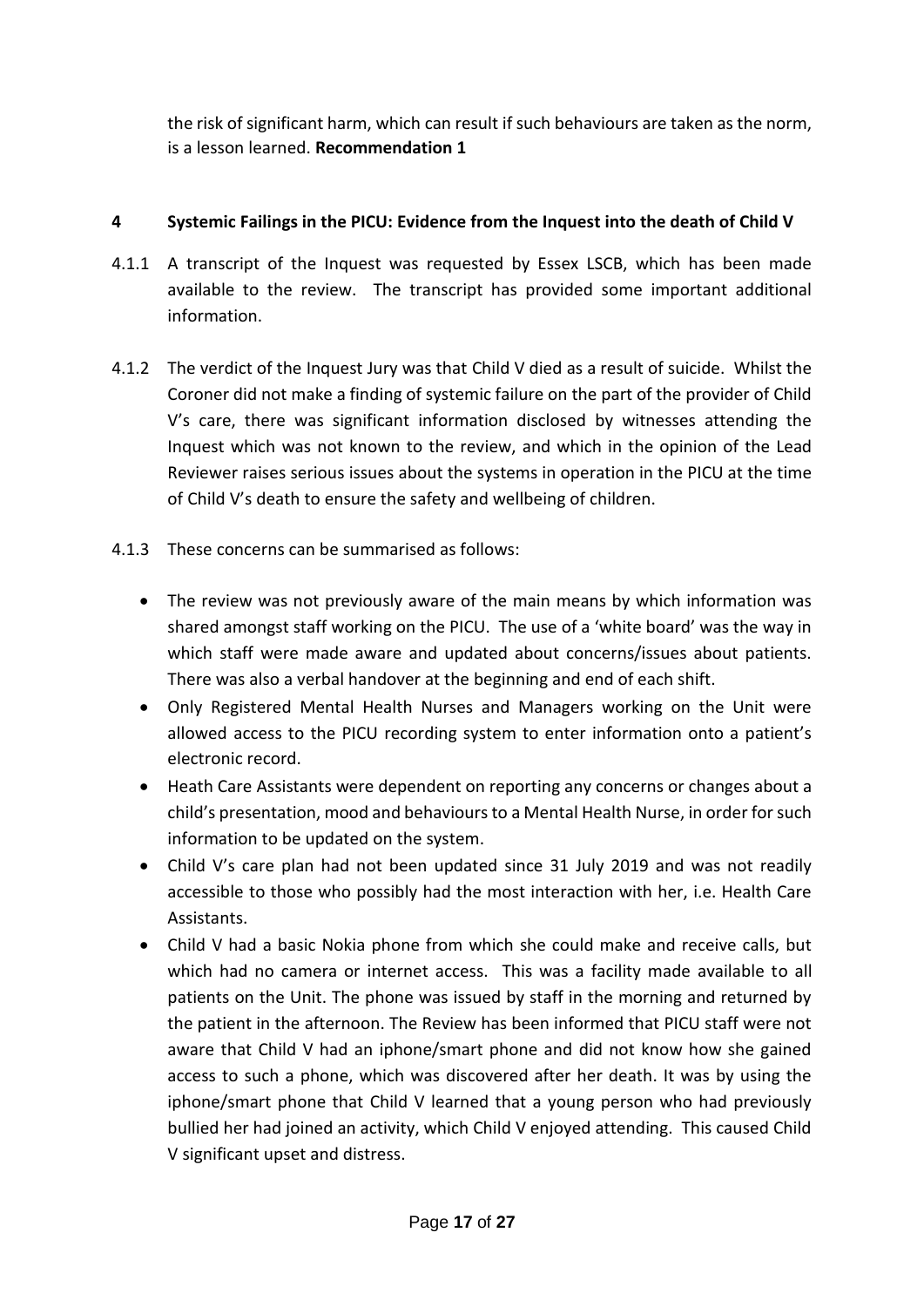the risk of significant harm, which can result if such behaviours are taken as the norm, is a lesson learned. **Recommendation 1**

## 4 Systemic Failings in the PICU: Evidence from the Inquest into the death of Child V

4.1.1 A transcript of the Inquest was requested by Essex LSCB, which has been made available to the review. The transcript has provided some important additional information.

4.1.2 The verdict of the Inquest Jury was that Child V died as a result of suicide. Whilst the Coroner did not make a finding of systemic failure on the part of the provider of Child V's care, there was significant information disclosed by witnesses attending the Inquest which was not known to the review, and which in the opinion of the Lead Reviewer raises serious issues about the systems in operation in the PICU at the time of Child V's death to ensure the safety and wellbeing of children.

4.1.3 These concerns can be summarised as follows:

- The review was not previously aware of the main means by which information was shared amongst staff working on the PICU. The use of a 'white board' was the way in which staff were made aware and updated about concerns/issues about patients. There was also a verbal handover at the beginning and end of each shift.
- Only Registered Mental Health Nurses and Managers working on the Unit were allowed access to the PICU recording system to enter information onto a patient's electronic record.
- Heath Care Assistants were dependent on reporting any concerns or changes about a child's presentation, mood and behaviours to a Mental Health Nurse, in order for such information to be updated on the system.
- Child V's care plan had not been updated since 31 July 2019 and was not readily accessible to those who possibly had the most interaction with her, i.e. Health Care Assistants.
- Child V had a basic Nokia phone from which she could make and receive calls, but which had no camera or internet access. This was a facility made available to all patients on the Unit. The phone was issued by staff in the morning and returned by the patient in the afternoon. The Review has been informed that PICU staff were not aware that Child V had an iphone/smart phone and did not know how she gained access to such a phone, which was discovered after her death. It was by using the iphone/smart phone that Child V learned that a young person who had previously bullied her had joined an activity, which Child V enjoyed attending. This caused Child V significant upset and distress.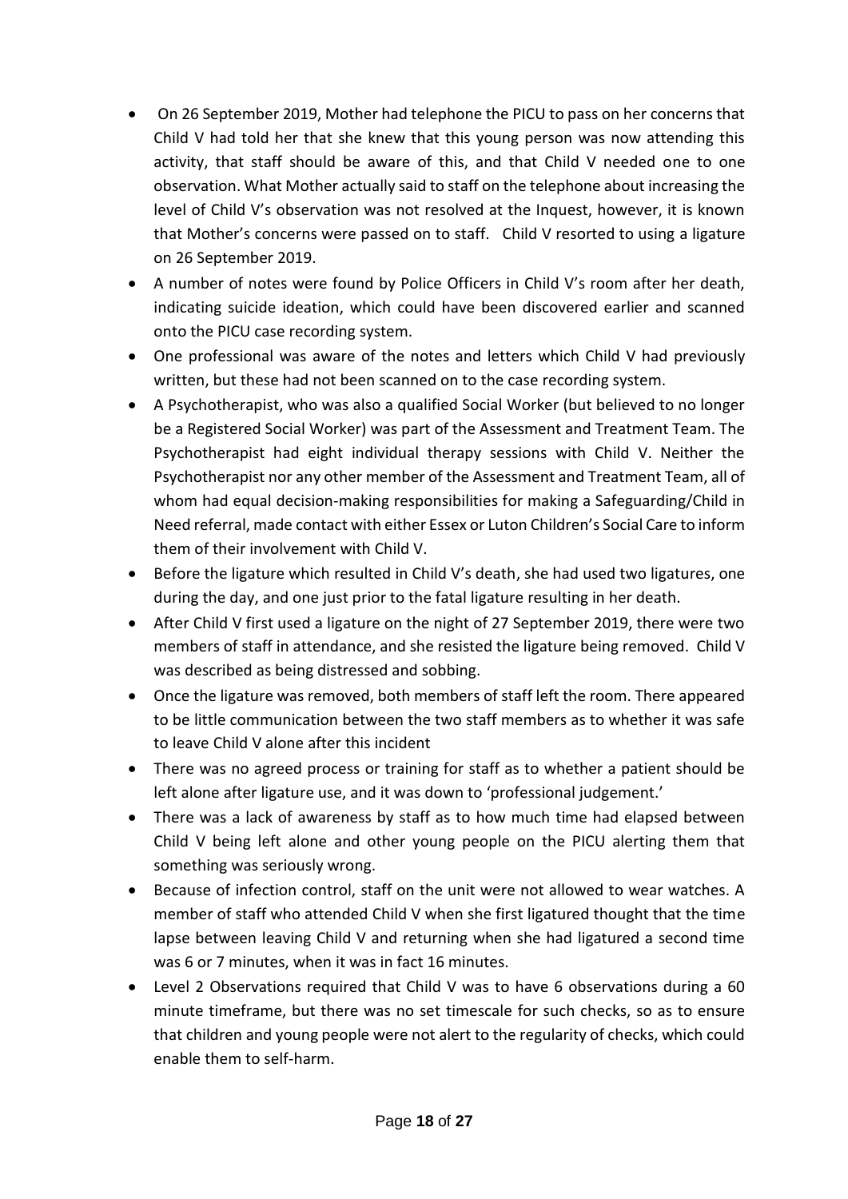- On 26 September 2019, Mother had telephone the PICU to pass on her concerns that Child V had told her that she knew that this young person was now attending this activity, that staff should be aware of this, and that Child V needed one to one observation. What Mother actually said to staff on the telephone about increasing the level of Child V's observation was not resolved at the Inquest, however, it is known that Mother's concerns were passed on to staff. Child V resorted to using a ligature on 26 September 2019.
- A number of notes were found by Police Officers in Child V's room after her death, indicating suicide ideation, which could have been discovered earlier and scanned onto the PICU case recording system.
- One professional was aware of the notes and letters which Child V had previously written, but these had not been scanned on to the case recording system.
- A Psychotherapist, who was also a qualified Social Worker (but believed to no longer be a Registered Social Worker) was part of the Assessment and Treatment Team. The Psychotherapist had eight individual therapy sessions with Child V. Neither the Psychotherapist nor any other member of the Assessment and Treatment Team, all of whom had equal decision-making responsibilities for making a Safeguarding/Child in Need referral, made contact with either Essex or Luton Children's Social Care to inform them of their involvement with Child V.
- Before the ligature which resulted in Child V's death, she had used two ligatures, one during the day, and one just prior to the fatal ligature resulting in her death.
- After Child V first used a ligature on the night of 27 September 2019, there were two members of staff in attendance, and she resisted the ligature being removed. Child V was described as being distressed and sobbing.
- Once the ligature was removed, both members of staff left the room. There appeared to be little communication between the two staff members as to whether it was safe to leave Child V alone after this incident
- There was no agreed process or training for staff as to whether a patient should be left alone after ligature use, and it was down to 'professional judgement.'
- There was a lack of awareness by staff as to how much time had elapsed between Child V being left alone and other young people on the PICU alerting them that something was seriously wrong.
- Because of infection control, staff on the unit were not allowed to wear watches. A member of staff who attended Child V when she first ligatured thought that the time lapse between leaving Child V and returning when she had ligatured a second time was 6 or 7 minutes, when it was in fact 16 minutes.
- Level 2 Observations required that Child V was to have 6 observations during a 60 minute timeframe, but there was no set timescale for such checks, so as to ensure that children and young people were not alert to the regularity of checks, which could enable them to self-harm.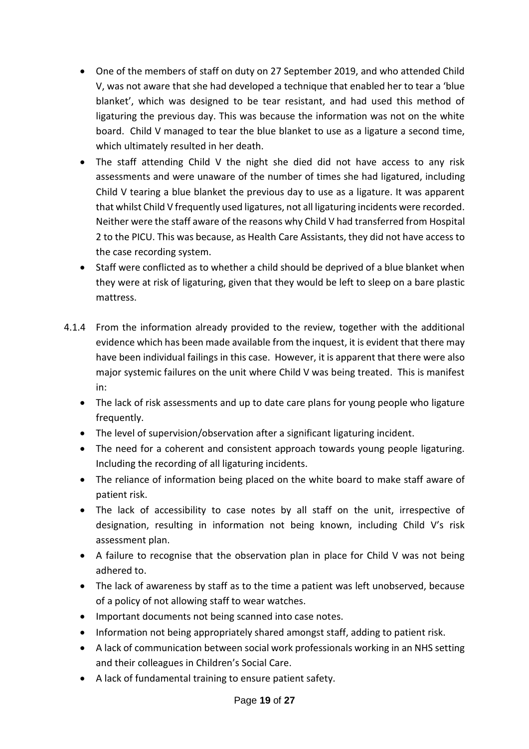- One of the members of staff on duty on 27 September 2019, and who attended Child V, was not aware that she had developed a technique that enabled her to tear a 'blue blanket', which was designed to be tear resistant, and had used this method of ligaturing the previous day. This was because the information was not on the white board. Child V managed to tear the blue blanket to use as a ligature a second time, which ultimately resulted in her death.
- The staff attending Child V the night she died did not have access to any risk assessments and were unaware of the number of times she had ligatured, including Child V tearing a blue blanket the previous day to use as a ligature. It was apparent that whilst Child V frequently used ligatures, not all ligaturing incidents were recorded. Neither were the staff aware of the reasons why Child V had transferred from Hospital 2 to the PICU. This was because, as Health Care Assistants, they did not have access to the case recording system.
- Staff were conflicted as to whether a child should be deprived of a blue blanket when they were at risk of ligaturing, given that they would be left to sleep on a bare plastic mattress.

4.1.4 From the information already provided to the review, together with the additional evidence which has been made available from the inquest, it is evident that there may have been individual failings in this case. However, it is apparent that there were also major systemic failures on the unit where Child V was being treated. This is manifest in:

- The lack of risk assessments and up to date care plans for young people who ligature frequently.
- The level of supervision/observation after a significant ligaturing incident.
- The need for a coherent and consistent approach towards young people ligaturing. Including the recording of all ligaturing incidents.
- The reliance of information being placed on the white board to make staff aware of patient risk.
- The lack of accessibility to case notes by all staff on the unit, irrespective of designation, resulting in information not being known, including Child V's risk assessment plan.
- A failure to recognise that the observation plan in place for Child V was not being adhered to.
- The lack of awareness by staff as to the time a patient was left unobserved, because of a policy of not allowing staff to wear watches.
- Important documents not being scanned into case notes.
- Information not being appropriately shared amongst staff, adding to patient risk.
- A lack of communication between social work professionals working in an NHS setting and their colleagues in Children's Social Care.
- A lack of fundamental training to ensure patient safety.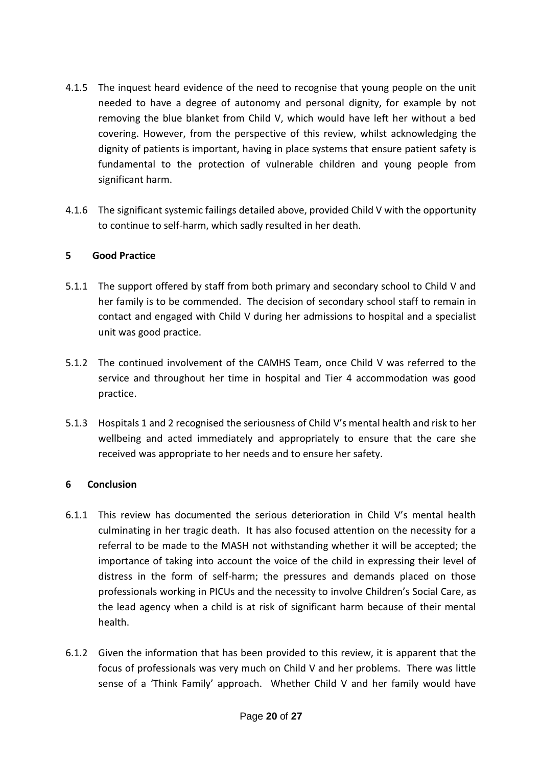4.1.5 The inquest heard evidence of the need to recognise that young people on the unit needed to have a degree of autonomy and personal dignity, for example by not removing the blue blanket from Child V, which would have left her without a bed covering. However, from the perspective of this review, whilst acknowledging the dignity of patients is important, having in place systems that ensure patient safety is fundamental to the protection of vulnerable children and young people from significant harm.

4.1.6 The significant systemic failings detailed above, provided Child V with the opportunity to continue to self-harm, which sadly resulted in her death.

## 5 Good Practice

5.1.1 The support offered by staff from both primary and secondary school to Child V and her family is to be commended. The decision of secondary school staff to remain in contact and engaged with Child V during her admissions to hospital and a specialist unit was good practice.

5.1.2 The continued involvement of the CAMHS Team, once Child V was referred to the service and throughout her time in hospital and Tier 4 accommodation was good practice.

5.1.3 Hospitals 1 and 2 recognised the seriousness of Child V's mental health and risk to her wellbeing and acted immediately and appropriately to ensure that the care she received was appropriate to her needs and to ensure her safety.

## 6 Conclusion

6.1.1 This review has documented the serious deterioration in Child V's mental health culminating in her tragic death. It has also focused attention on the necessity for a referral to be made to the MASH not withstanding whether it will be accepted; the importance of taking into account the voice of the child in expressing their level of distress in the form of self-harm; the pressures and demands placed on those professionals working in PICUs and the necessity to involve Children's Social Care, as the lead agency when a child is at risk of significant harm because of their mental health.

6.1.2 Given the information that has been provided to this review, it is apparent that the focus of professionals was very much on Child V and her problems. There was little sense of a 'Think Family' approach. Whether Child V and her family would have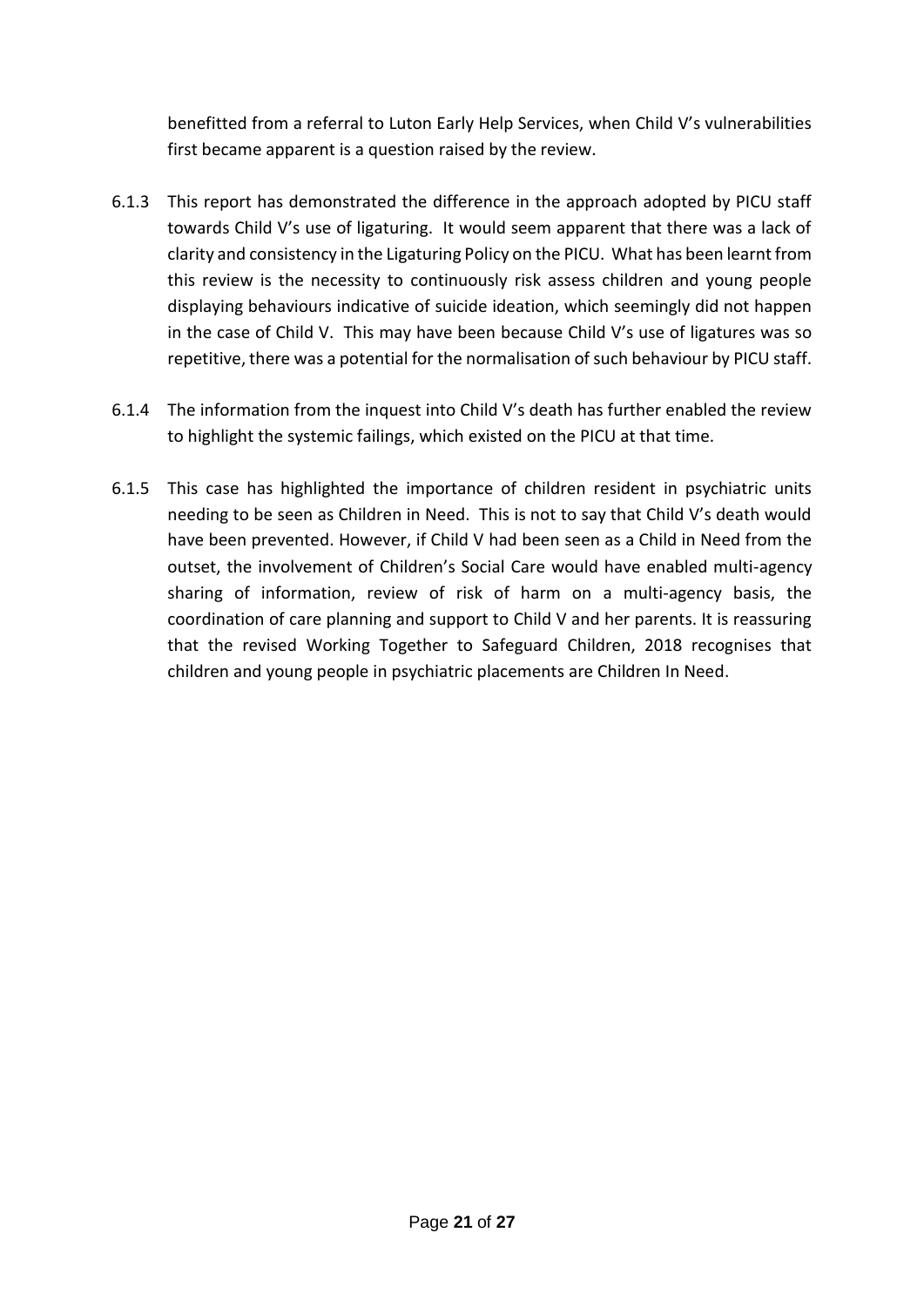benefitted from a referral to Luton Early Help Services, when Child V's vulnerabilities first became apparent is a question raised by the review.

6.1.3 This report has demonstrated the difference in the approach adopted by PICU staff towards Child V's use of ligaturing. It would seem apparent that there was a lack of clarity and consistency in the Ligaturing Policy on the PICU. What has been learnt from this review is the necessity to continuously risk assess children and young people displaying behaviours indicative of suicide ideation, which seemingly did not happen in the case of Child V. This may have been because Child V's use of ligatures was so repetitive, there was a potential for the normalisation of such behaviour by PICU staff.

6.1.4 The information from the inquest into Child V's death has further enabled the review to highlight the systemic failings, which existed on the PICU at that time.

6.1.5 This case has highlighted the importance of children resident in psychiatric units needing to be seen as Children in Need. This is not to say that Child V's death would have been prevented. However, if Child V had been seen as a Child in Need from the outset, the involvement of Children's Social Care would have enabled multi-agency sharing of information, review of risk of harm on a multi-agency basis, the coordination of care planning and support to Child V and her parents. It is reassuring that the revised Working Together to Safeguard Children, 2018 recognises that children and young people in psychiatric placements are Children In Need.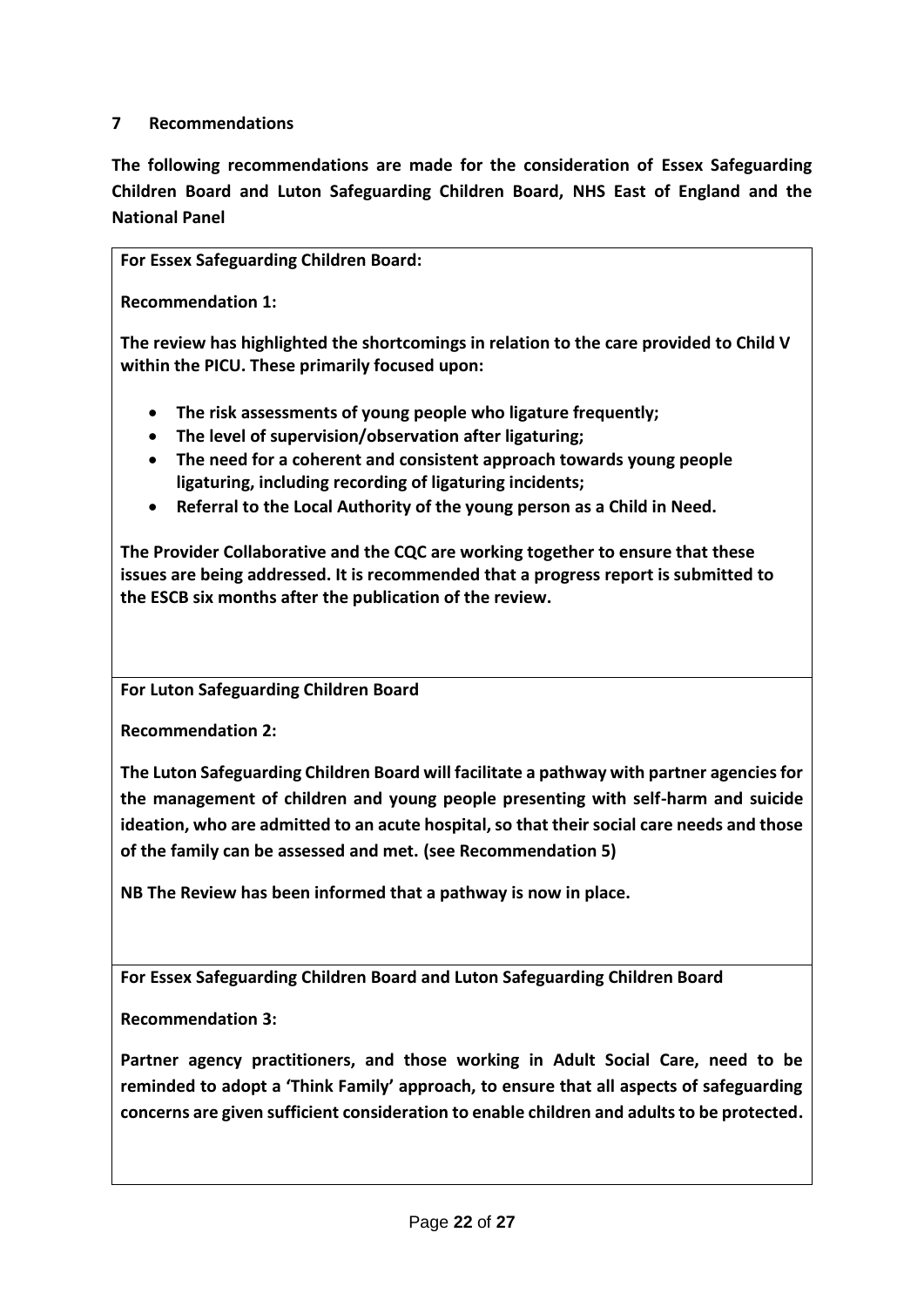## 7 Recommendations

**The following recommendations are made for the consideration of Essex Safeguarding Children Board and Luton Safeguarding Children Board, NHS East of England and the National Panel**

**For Essex Safeguarding Children Board:**

**Recommendation 1:**

**The review has highlighted the shortcomings in relation to the care provided to Child V within the PICU. These primarily focused upon:**

- **The risk assessments of young people who ligature frequently;**
- **The level of supervision/observation after ligaturing;**
- **The need for a coherent and consistent approach towards young people ligaturing, including recording of ligaturing incidents;**
- **Referral to the Local Authority of the young person as a Child in Need.**

**The Provider Collaborative and the CQC are working together to ensure that these issues are being addressed. It is recommended that a progress report is submitted to the ESCB six months after the publication of the review.**

**For Luton Safeguarding Children Board**

**Recommendation 2:**

**The Luton Safeguarding Children Board will facilitate a pathway with partner agencies for the management of children and young people presenting with self-harm and suicide ideation, who are admitted to an acute hospital, so that their social care needs and those of the family can be assessed and met. (see Recommendation 5)**

**NB The Review has been informed that a pathway is now in place.**

**For Essex Safeguarding Children Board and Luton Safeguarding Children Board**

**Recommendation 3:**

**Partner agency practitioners, and those working in Adult Social Care, need to be reminded to adopt a 'Think Family' approach, to ensure that all aspects of safeguarding concerns are given sufficient consideration to enable children and adults to be protected.**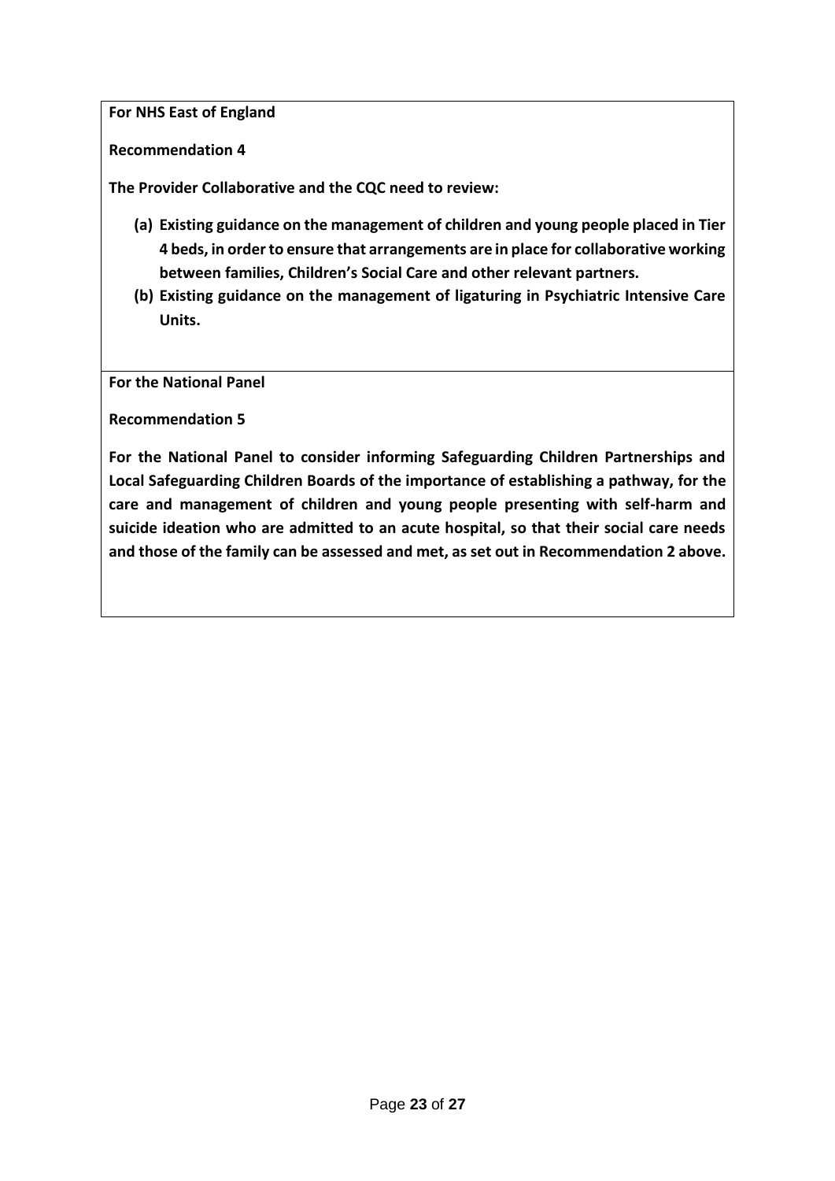**For NHS East of England**

**Recommendation 4**

**The Provider Collaborative and the CQC need to review:**

**(a) Existing guidance on the management of children and young people placed in Tier 4 beds, in order to ensure that arrangements are in place for collaborative working between families, Children's Social Care and other relevant partners.**

**(b) Existing guidance on the management of ligaturing in Psychiatric Intensive Care Units.**

**For the National Panel**

**Recommendation 5**

**For the National Panel to consider informing Safeguarding Children Partnerships and Local Safeguarding Children Boards of the importance of establishing a pathway, for the care and management of children and young people presenting with self-harm and suicide ideation who are admitted to an acute hospital, so that their social care needs and those of the family can be assessed and met, as set out in Recommendation 2 above.**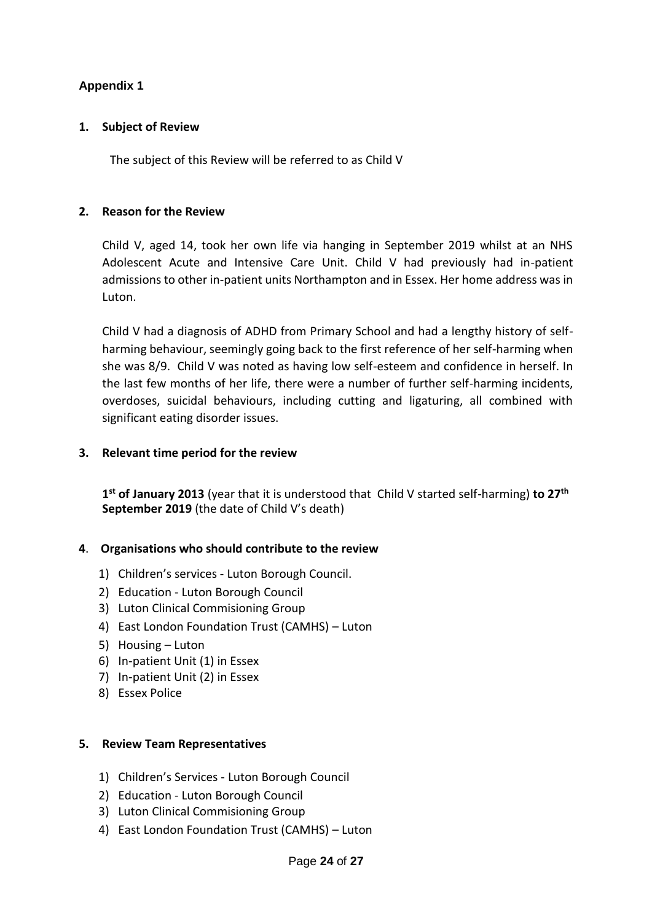## Appendix 1

### 1. Subject of Review

The subject of this Review will be referred to as Child V

### 2. Reason for the Review

Child V, aged 14, took her own life via hanging in September 2019 whilst at an NHS Adolescent Acute and Intensive Care Unit. Child V had previously had in-patient admissions to other in-patient units Northampton and in Essex. Her home address was in Luton.

Child V had a diagnosis of ADHD from Primary School and had a lengthy history of self-harming behaviour, seemingly going back to the first reference of her self-harming when she was 8/9. Child V was noted as having low self-esteem and confidence in herself. In the last few months of her life, there were a number of further self-harming incidents, overdoses, suicidal behaviours, including cutting and ligaturing, all combined with significant eating disorder issues.

### 3. Relevant time period for the review

**1st of January 2013** (year that it is understood that Child V started self-harming) **to 27th September 2019** (the date of Child V's death)

### 4. Organisations who should contribute to the review

1) Children's services - Luton Borough Council.
2) Education - Luton Borough Council
3) Luton Clinical Commisioning Group
4) East London Foundation Trust (CAMHS) – Luton
5) Housing – Luton
6) In-patient Unit (1) in Essex
7) In-patient Unit (2) in Essex
8) Essex Police

### 5. Review Team Representatives

1) Children's Services - Luton Borough Council
2) Education - Luton Borough Council
3) Luton Clinical Commisioning Group
4) East London Foundation Trust (CAMHS) – Luton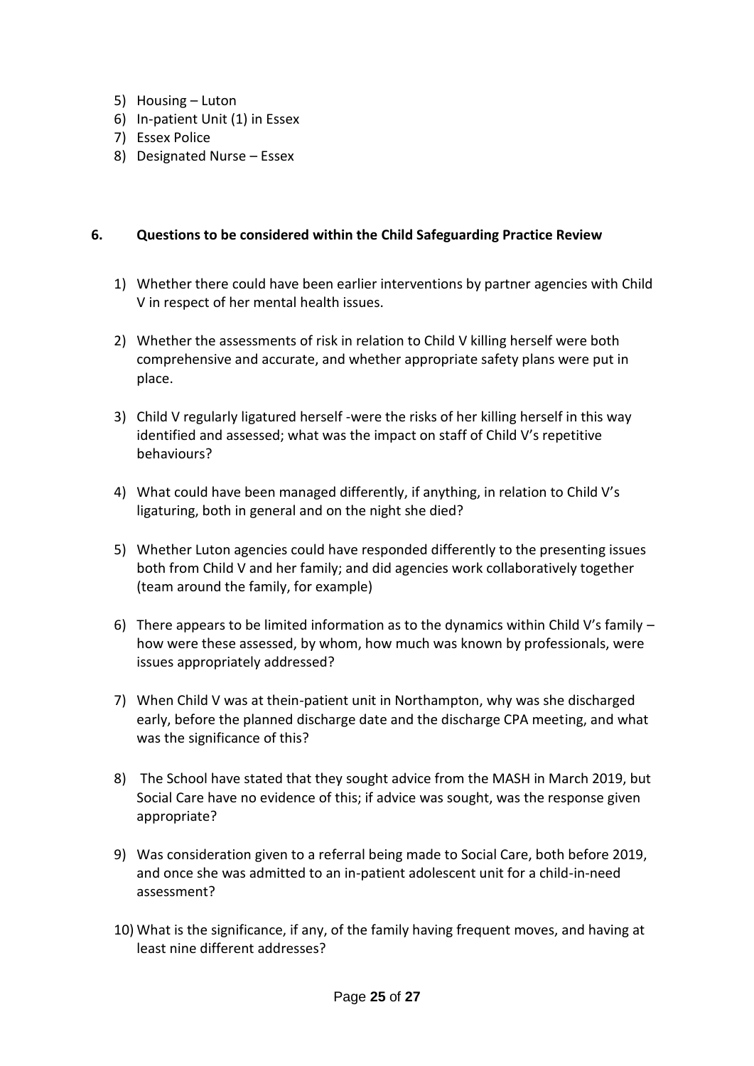5) Housing – Luton
6) In-patient Unit (1) in Essex
7) Essex Police
8) Designated Nurse – Essex

## 6. Questions to be considered within the Child Safeguarding Practice Review

1) Whether there could have been earlier interventions by partner agencies with Child V in respect of her mental health issues.

2) Whether the assessments of risk in relation to Child V killing herself were both comprehensive and accurate, and whether appropriate safety plans were put in place.

3) Child V regularly ligatured herself -were the risks of her killing herself in this way identified and assessed; what was the impact on staff of Child V's repetitive behaviours?

4) What could have been managed differently, if anything, in relation to Child V's ligaturing, both in general and on the night she died?

5) Whether Luton agencies could have responded differently to the presenting issues both from Child V and her family; and did agencies work collaboratively together (team around the family, for example)

6) There appears to be limited information as to the dynamics within Child V's family – how were these assessed, by whom, how much was known by professionals, were issues appropriately addressed?

7) When Child V was at thein-patient unit in Northampton, why was she discharged early, before the planned discharge date and the discharge CPA meeting, and what was the significance of this?

8) The School have stated that they sought advice from the MASH in March 2019, but Social Care have no evidence of this; if advice was sought, was the response given appropriate?

9) Was consideration given to a referral being made to Social Care, both before 2019, and once she was admitted to an in-patient adolescent unit for a child-in-need assessment?

10) What is the significance, if any, of the family having frequent moves, and having at least nine different addresses?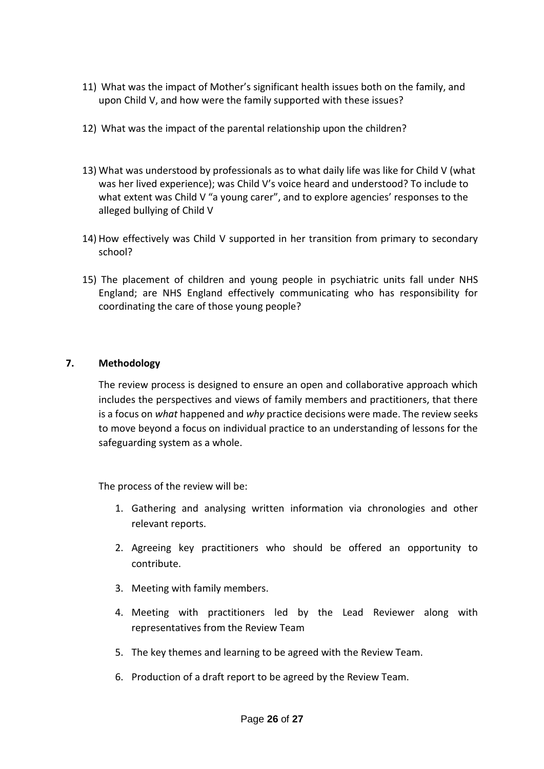11) What was the impact of Mother's significant health issues both on the family, and upon Child V, and how were the family supported with these issues?

12) What was the impact of the parental relationship upon the children?

13) What was understood by professionals as to what daily life was like for Child V (what was her lived experience); was Child V's voice heard and understood? To include to what extent was Child V "a young carer", and to explore agencies' responses to the alleged bullying of Child V

14) How effectively was Child V supported in her transition from primary to secondary school?

15) The placement of children and young people in psychiatric units fall under NHS England; are NHS England effectively communicating who has responsibility for coordinating the care of those young people?

## 7. Methodology

The review process is designed to ensure an open and collaborative approach which includes the perspectives and views of family members and practitioners, that there is a focus on *what* happened and *why* practice decisions were made. The review seeks to move beyond a focus on individual practice to an understanding of lessons for the safeguarding system as a whole.

The process of the review will be:

1. Gathering and analysing written information via chronologies and other relevant reports.
2. Agreeing key practitioners who should be offered an opportunity to contribute.
3. Meeting with family members.
4. Meeting with practitioners led by the Lead Reviewer along with representatives from the Review Team
5. The key themes and learning to be agreed with the Review Team.
6. Production of a draft report to be agreed by the Review Team.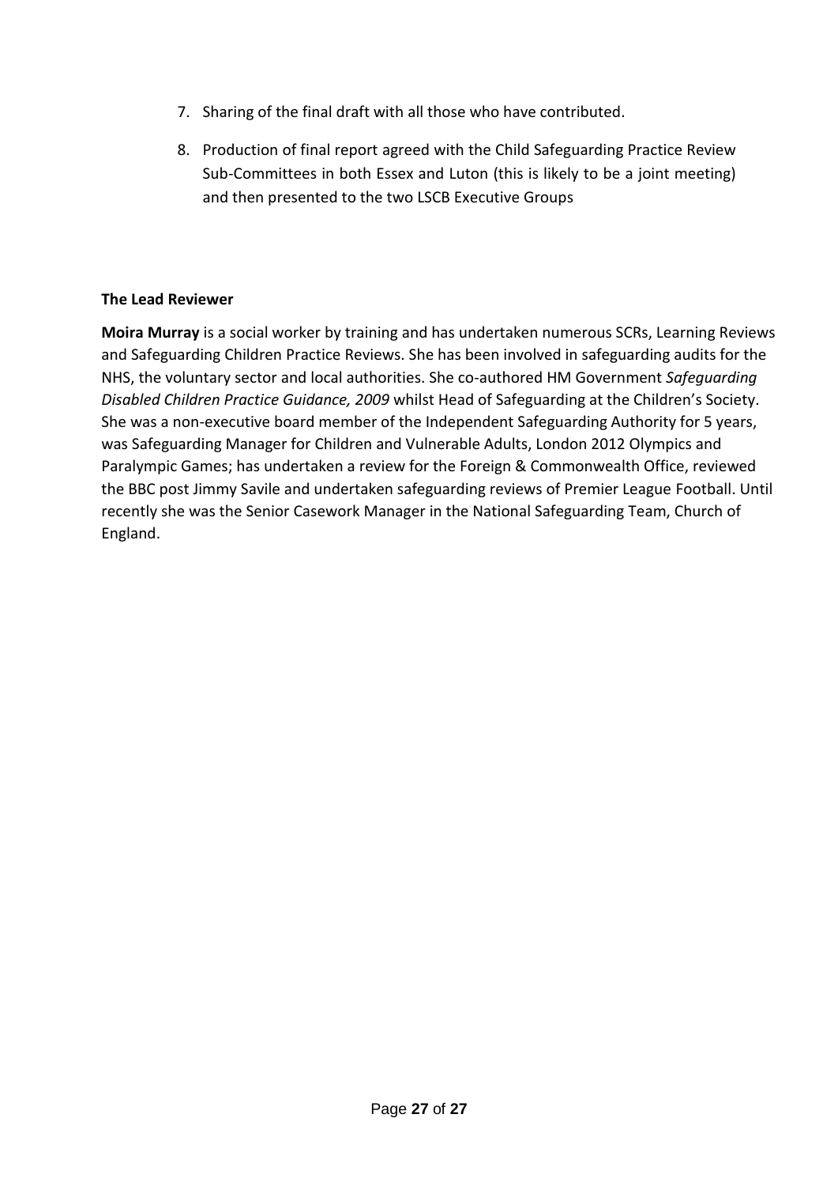7. Sharing of the final draft with all those who have contributed.
8. Production of final report agreed with the Child Safeguarding Practice Review Sub-Committees in both Essex and Luton (this is likely to be a joint meeting) and then presented to the two LSCB Executive Groups

**The Lead Reviewer**

**Moira Murray** is a social worker by training and has undertaken numerous SCRs, Learning Reviews and Safeguarding Children Practice Reviews. She has been involved in safeguarding audits for the NHS, the voluntary sector and local authorities. She co-authored HM Government *Safeguarding Disabled Children Practice Guidance, 2009* whilst Head of Safeguarding at the Children's Society. She was a non-executive board member of the Independent Safeguarding Authority for 5 years, was Safeguarding Manager for Children and Vulnerable Adults, London 2012 Olympics and Paralympic Games; has undertaken a review for the Foreign & Commonwealth Office, reviewed the BBC post Jimmy Savile and undertaken safeguarding reviews of Premier League Football. Until recently she was the Senior Casework Manager in the National Safeguarding Team, Church of England.